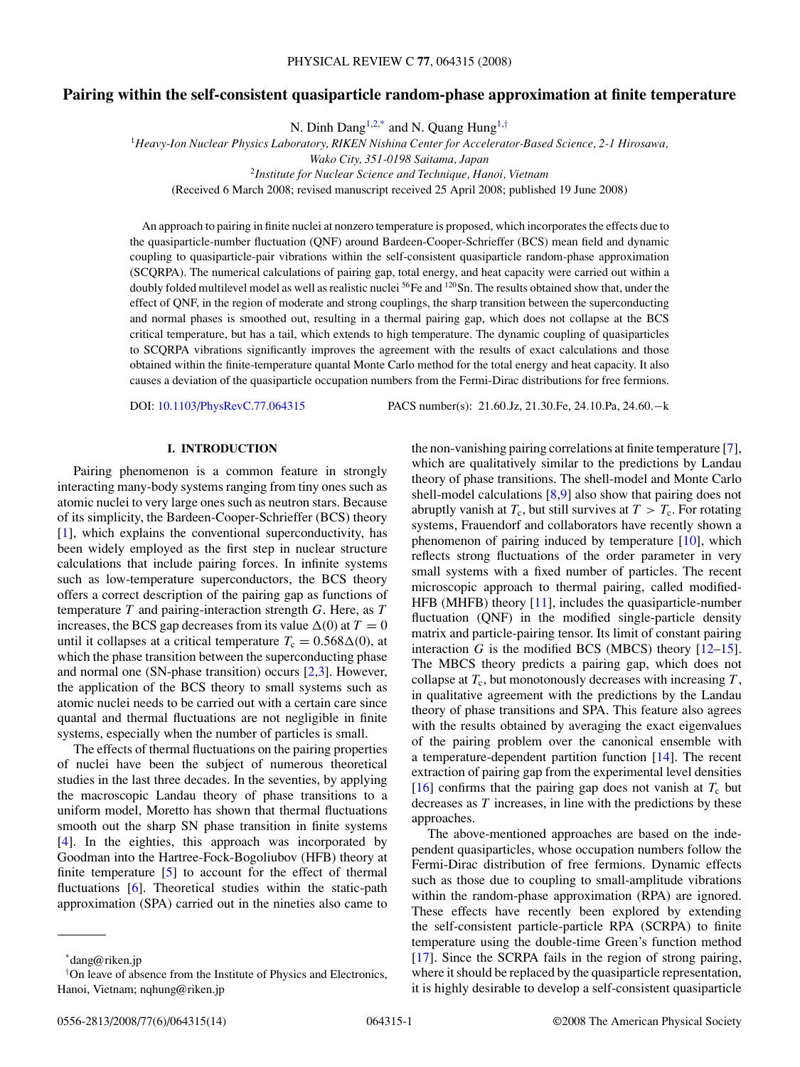# Pairing within the self-consistent quasiparticle random-phase approximation at finite temperature

N. Dinh Dang[1,2,*] and N. Quang Hung[1,†]

[1]*Heavy-Ion Nuclear Physics Laboratory, RIKEN Nishina Center for Accelerator-Based Science, 2-1 Hirosawa, Wako City, 351-0198 Saitama, Japan*

[2]*Institute for Nuclear Science and Technique, Hanoi, Vietnam*

(Received 6 March 2008; revised manuscript received 25 April 2008; published 19 June 2008)

An approach to pairing in finite nuclei at nonzero temperature is proposed, which incorporates the effects due to the quasiparticle-number fluctuation (QNF) around Bardeen-Cooper-Schrieffer (BCS) mean field and dynamic coupling to quasiparticle-pair vibrations within the self-consistent quasiparticle random-phase approximation (SCQRPA). The numerical calculations of pairing gap, total energy, and heat capacity were carried out within a doubly folded multilevel model as well as realistic nuclei $^{56}$Fe and $^{120}$Sn. The results obtained show that, under the effect of QNF, in the region of moderate and strong couplings, the sharp transition between the superconducting and normal phases is smoothed out, resulting in a thermal pairing gap, which does not collapse at the BCS critical temperature, but has a tail, which extends to high temperature. The dynamic coupling of quasiparticles to SCQRPA vibrations significantly improves the agreement with the results of exact calculations and those obtained within the finite-temperature quantal Monte Carlo method for the total energy and heat capacity. It also causes a deviation of the quasiparticle occupation numbers from the Fermi-Dirac distributions for free fermions.

DOI: 10.1103/PhysRevC.77.064315 PACS number(s): 21.60.Jz, 21.30.Fe, 24.10.Pa, 24.60.−k

## I. INTRODUCTION

Pairing phenomenon is a common feature in strongly interacting many-body systems ranging from tiny ones such as atomic nuclei to very large ones such as neutron stars. Because of its simplicity, the Bardeen-Cooper-Schrieffer (BCS) theory [1], which explains the conventional superconductivity, has been widely employed as the first step in nuclear structure calculations that include pairing forces. In infinite systems such as low-temperature superconductors, the BCS theory offers a correct description of the pairing gap as functions of temperature $T$ and pairing-interaction strength $G$. Here, as $T$ increases, the BCS gap decreases from its value $\Delta(0)$ at $T = 0$ until it collapses at a critical temperature $T_c = 0.568\Delta(0)$, at which the phase transition between the superconducting phase and normal one (SN-phase transition) occurs [2,3]. However, the application of the BCS theory to small systems such as atomic nuclei needs to be carried out with a certain care since quantal and thermal fluctuations are not negligible in finite systems, especially when the number of particles is small.

The effects of thermal fluctuations on the pairing properties of nuclei have been the subject of numerous theoretical studies in the last three decades. In the seventies, by applying the macroscopic Landau theory of phase transitions to a uniform model, Moretto has shown that thermal fluctuations smooth out the sharp SN phase transition in finite systems [4]. In the eighties, this approach was incorporated by Goodman into the Hartree-Fock-Bogoliubov (HFB) theory at finite temperature [5] to account for the effect of thermal fluctuations [6]. Theoretical studies within the static-path approximation (SPA) carried out in the nineties also came to the non-vanishing pairing correlations at finite temperature [7], which are qualitatively similar to the predictions by Landau theory of phase transitions. The shell-model and Monte Carlo shell-model calculations [8,9] also show that pairing does not abruptly vanish at $T_c$, but still survives at $T > T_c$. For rotating systems, Frauendorf and collaborators have recently shown a phenomenon of pairing induced by temperature [10], which reflects strong fluctuations of the order parameter in very small systems with a fixed number of particles. The recent microscopic approach to thermal pairing, called modified-HFB (MHFB) theory [11], includes the quasiparticle-number fluctuation (QNF) in the modified single-particle density matrix and particle-pairing tensor. Its limit of constant pairing interaction $G$ is the modified BCS (MBCS) theory [12–15]. The MBCS theory predicts a pairing gap, which does not collapse at $T_c$, but monotonously decreases with increasing $T$, in qualitative agreement with the predictions by the Landau theory of phase transitions and SPA. This feature also agrees with the results obtained by averaging the exact eigenvalues of the pairing problem over the canonical ensemble with a temperature-dependent partition function [14]. The recent extraction of pairing gap from the experimental level densities [16] confirms that the pairing gap does not vanish at $T_c$ but decreases as $T$ increases, in line with the predictions by these approaches.

The above-mentioned approaches are based on the independent quasiparticles, whose occupation numbers follow the Fermi-Dirac distribution of free fermions. Dynamic effects such as those due to coupling to small-amplitude vibrations within the random-phase approximation (RPA) are ignored. These effects have recently been explored by extending the self-consistent particle-particle RPA (SCRPA) to finite temperature using the double-time Green's function method [17]. Since the SCRPA fails in the region of strong pairing, where it should be replaced by the quasiparticle representation, it is highly desirable to develop a self-consistent quasiparticle

---

*dang@riken.jp

†On leave of absence from the Institute of Physics and Electronics, Hanoi, Vietnam; nqhung@riken.jp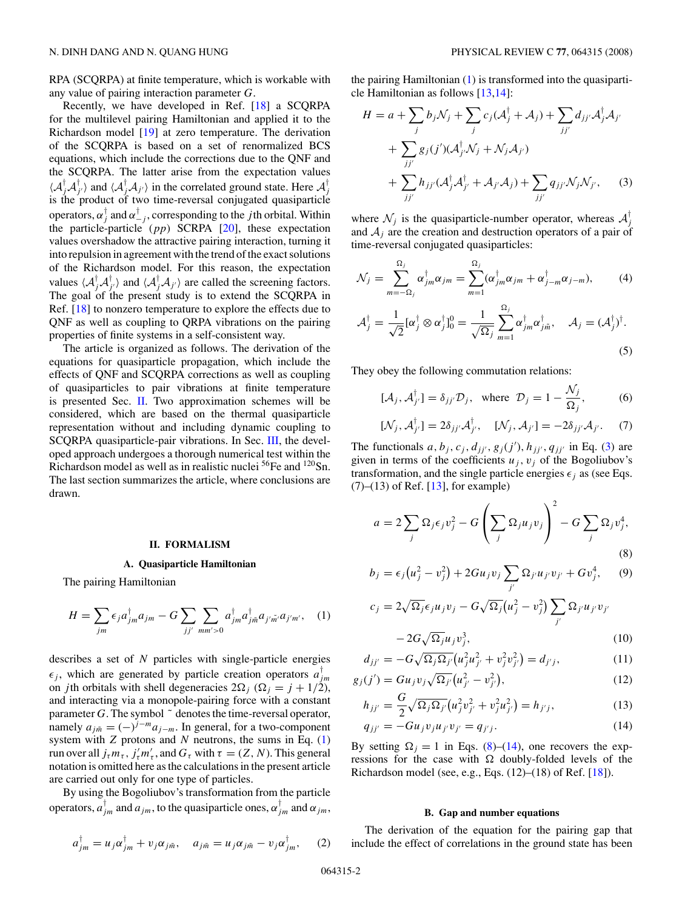RPA (SCQRPA) at finite temperature, which is workable with any value of pairing interaction parameter $G$.

Recently, we have developed in Ref. [18] a SCQRPA for the multilevel pairing Hamiltonian and applied it to the Richardson model [19] at zero temperature. The derivation of the SCQRPA is based on a set of renormalized BCS equations, which include the corrections due to the QNF and the SCQRPA. The latter arise from the expectation values $\langle \mathcal{A}_j^\dagger \mathcal{A}_{j'}^\dagger \rangle$ and $\langle \mathcal{A}_j^\dagger \mathcal{A}_{j'} \rangle$ in the correlated ground state. Here $\mathcal{A}_j^\dagger$ is the product of two time-reversal conjugated quasiparticle operators, $\alpha_j^\dagger$ and $\alpha_{-j}^\dagger$, corresponding to the $j$th orbital. Within the particle-particle ($pp$) SCRPA [20], these expectation values overshadow the attractive pairing interaction, turning it into repulsion in agreement with the trend of the exact solutions of the Richardson model. For this reason, the expectation values $\langle \mathcal{A}_j^\dagger \mathcal{A}_{j'}^\dagger \rangle$ and $\langle \mathcal{A}_j^\dagger \mathcal{A}_{j'} \rangle$ are called the screening factors. The goal of the present study is to extend the SCQRPA in Ref. [18] to nonzero temperature to explore the effects due to QNF as well as coupling to QRPA vibrations on the pairing properties of finite systems in a self-consistent way.

The article is organized as follows. The derivation of the equations for quasiparticle propagation, which include the effects of QNF and SCQRPA corrections as well as coupling of quasiparticles to pair vibrations at finite temperature is presented Sec. II. Two approximation schemes will be considered, which are based on the thermal quasiparticle representation without and including dynamic coupling to SCQRPA quasiparticle-pair vibrations. In Sec. III, the developed approach undergoes a thorough numerical test within the Richardson model as well as in realistic nuclei $^{56}$Fe and $^{120}$Sn. The last section summarizes the article, where conclusions are drawn.

## II. FORMALISM

### A. Quasiparticle Hamiltonian

The pairing Hamiltonian

$$H = \sum_{jm} \epsilon_j a_{jm}^\dagger a_{jm} - G \sum_{jj'} \sum_{mm'>0} a_{jm}^\dagger a_{j\tilde{m}}^\dagger a_{j'\tilde{m}'} a_{j'm'}, \quad (1)$$

describes a set of $N$ particles with single-particle energies $\epsilon_j$, which are generated by particle creation operators $a_{jm}^\dagger$ on $j$th orbitals with shell degeneracies $2\Omega_j$ ($\Omega_j = j + 1/2$), and interacting via a monopole-pairing force with a constant parameter $G$. The symbol $\tilde{}$ denotes the time-reversal operator, namely $a_{j\tilde{m}} = (-)^{j-m} a_{j-m}$. In general, for a two-component system with $Z$ protons and $N$ neutrons, the sums in Eq. (1) run over all $j_\tau m_\tau$, $j'_\tau m'_\tau$, and $G_\tau$ with $\tau = (Z, N)$. This general notation is omitted here as the calculations in the present article are carried out only for one type of particles.

By using the Bogoliubov's transformation from the particle operators, $a_{jm}^\dagger$ and $a_{jm}$, to the quasiparticle ones, $\alpha_{jm}^\dagger$ and $\alpha_{jm}$,

$$a_{jm}^\dagger = u_j \alpha_{jm}^\dagger + v_j \alpha_{j\tilde{m}}, \quad a_{j\tilde{m}} = u_j \alpha_{j\tilde{m}} - v_j \alpha_{jm}^\dagger, \quad (2)$$

the pairing Hamiltonian (1) is transformed into the quasiparticle Hamiltonian as follows [13,14]:

$$\begin{aligned} H = {} & a + \sum_j b_j \mathcal{N}_j + \sum_j c_j (\mathcal{A}_j^\dagger + \mathcal{A}_j) + \sum_{jj'} d_{jj'} \mathcal{A}_j^\dagger \mathcal{A}_{j'} \\ & + \sum_{jj'} g_j(j')(\mathcal{A}_{j'}^\dagger \mathcal{N}_j + \mathcal{N}_j \mathcal{A}_{j'}) \\ & + \sum_{jj'} h_{jj'}(\mathcal{A}_j^\dagger \mathcal{A}_{j'}^\dagger + \mathcal{A}_{j'} \mathcal{A}_j) + \sum_{jj'} q_{jj'} \mathcal{N}_j \mathcal{N}_{j'}, \end{aligned} \quad (3)$$

where $\mathcal{N}_j$ is the quasiparticle-number operator, whereas $\mathcal{A}_j^\dagger$ and $\mathcal{A}_j$ are the creation and destruction operators of a pair of time-reversal conjugated quasiparticles:

$$\mathcal{N}_j = \sum_{m=-\Omega_j}^{\Omega_j} \alpha_{jm}^\dagger \alpha_{jm} = \sum_{m=1}^{\Omega_j} (\alpha_{jm}^\dagger \alpha_{jm} + \alpha_{j-m}^\dagger \alpha_{j-m}), \quad (4)$$

$$\mathcal{A}_j^\dagger = \frac{1}{\sqrt{2}} [\alpha_j^\dagger \otimes \alpha_j^\dagger]_0^0 = \frac{1}{\sqrt{\Omega_j}} \sum_{m=1}^{\Omega_j} \alpha_{jm}^\dagger \alpha_{j\tilde{m}}^\dagger, \quad \mathcal{A}_j = (\mathcal{A}_j^\dagger)^\dagger. \quad (5)$$

They obey the following commutation relations:

$$[\mathcal{A}_j, \mathcal{A}_{j'}^\dagger] = \delta_{jj'} \mathcal{D}_j, \quad \text{where} \quad \mathcal{D}_j = 1 - \frac{\mathcal{N}_j}{\Omega_j}, \quad (6)$$

$$[\mathcal{N}_j, \mathcal{A}_{j'}^\dagger] = 2\delta_{jj'} \mathcal{A}_{j'}^\dagger, \quad [\mathcal{N}_j, \mathcal{A}_{j'}] = -2\delta_{jj'} \mathcal{A}_{j'}. \quad (7)$$

The functionals $a, b_j, c_j, d_{jj'}, g_j(j'), h_{jj'}, q_{jj'}$ in Eq. (3) are given in terms of the coefficients $u_j, v_j$ of the Bogoliubov's transformation, and the single particle energies $\epsilon_j$ as (see Eqs. (7)–(13) of Ref. [13], for example)

$$a = 2\sum_j \Omega_j \epsilon_j v_j^2 - G\left(\sum_j \Omega_j u_j v_j\right)^2 - G\sum_j \Omega_j v_j^4, \quad (8)$$

$$b_j = \epsilon_j (u_j^2 - v_j^2) + 2G u_j v_j \sum_{j'} \Omega_{j'} u_{j'} v_{j'} + G v_j^4, \quad (9)$$

$$\begin{aligned} c_j = {} & 2\sqrt{\Omega_j} \epsilon_j u_j v_j - G\sqrt{\Omega_j}(u_j^2 - v_j^2) \sum_{j'} \Omega_{j'} u_{j'} v_{j'} \\ & - 2G\sqrt{\Omega_j} u_j v_j^3, \end{aligned} \quad (10)$$

$$d_{jj'} = -G\sqrt{\Omega_j \Omega_{j'}}(u_j^2 u_{j'}^2 + v_j^2 v_{j'}^2) = d_{j'j}, \quad (11)$$

$$g_j(j') = G u_j v_j \sqrt{\Omega_{j'}}(u_{j'}^2 - v_{j'}^2), \quad (12)$$

$$h_{jj'} = \frac{G}{2}\sqrt{\Omega_j \Omega_{j'}}(u_j^2 v_{j'}^2 + v_j^2 u_{j'}^2) = h_{j'j}, \quad (13)$$

$$q_{jj'} = -G u_j v_j u_{j'} v_{j'} = q_{j'j}. \quad (14)$$

By setting $\Omega_j = 1$ in Eqs. (8)–(14), one recovers the expressions for the case with $\Omega$ doubly-folded levels of the Richardson model (see, e.g., Eqs. (12)–(18) of Ref. [18]).

### B. Gap and number equations

The derivation of the equation for the pairing gap that include the effect of correlations in the ground state has been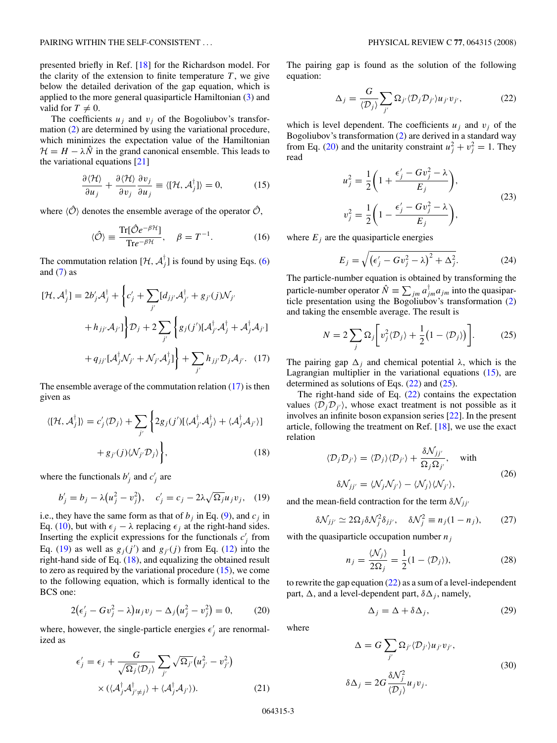presented briefly in Ref. [18] for the Richardson model. For the clarity of the extension to finite temperature $T$, we give below the detailed derivation of the gap equation, which is applied to the more general quasiparticle Hamiltonian (3) and valid for $T \neq 0$.

The coefficients $u_j$ and $v_j$ of the Bogoliubov's transformation (2) are determined by using the variational procedure, which minimizes the expectation value of the Hamiltonian $\mathcal{H} = H - \lambda\hat{N}$ in the grand canonical ensemble. This leads to the variational equations [21]

$$\frac{\partial\langle\mathcal{H}\rangle}{\partial u_j} + \frac{\partial\langle\mathcal{H}\rangle}{\partial v_j}\frac{\partial v_j}{\partial u_j} \equiv \langle[\mathcal{H}, \mathcal{A}_j^\dagger]\rangle = 0, \tag{15}$$

where $\langle\hat{\mathcal{O}}\rangle$ denotes the ensemble average of the operator $\hat{\mathcal{O}}$,

$$\langle\hat{\mathcal{O}}\rangle \equiv \frac{\mathrm{Tr}[\hat{\mathcal{O}}e^{-\beta\mathcal{H}}]}{\mathrm{Tr}e^{-\beta\mathcal{H}}}, \quad \beta = T^{-1}. \tag{16}$$

The commutation relation $[\mathcal{H}, \mathcal{A}_j^\dagger]$ is found by using Eqs. (6) and (7) as

$$\begin{aligned}
[\mathcal{H}, \mathcal{A}_j^\dagger] = 2b'_j\mathcal{A}_j^\dagger &+ \Bigg\{c'_j + \sum_{j'}[d_{jj'}\mathcal{A}_{j'}^\dagger + g_{j'}(j)\mathcal{N}_{j'} \\
&+ h_{jj'}\mathcal{A}_{j'}]\Bigg\}\mathcal{D}_j + 2\sum_{j'}\Bigg\{g_j(j')[\mathcal{A}_{j'}^\dagger\mathcal{A}_j^\dagger + \mathcal{A}_j^\dagger\mathcal{A}_{j'}] \\
&+ q_{jj'}[\mathcal{A}_j^\dagger\mathcal{N}_{j'} + \mathcal{N}_{j'}\mathcal{A}_j^\dagger]\Bigg\} + \sum_{j'} h_{jj'}\mathcal{D}_j\mathcal{A}_{j'}.
\end{aligned} \tag{17}$$

The ensemble average of the commutation relation (17) is then given as

$$\begin{aligned}
\langle[\mathcal{H}, \mathcal{A}_j^\dagger]\rangle = c'_j\langle\mathcal{D}_j\rangle &+ \sum_{j'}\Bigg\{2g_j(j')[\langle\mathcal{A}_{j'}^\dagger\mathcal{A}_j^\dagger\rangle + \langle\mathcal{A}_j^\dagger\mathcal{A}_{j'}\rangle] \\
&+ g_{j'}(j)\langle\mathcal{N}_{j'}\mathcal{D}_j\rangle\Bigg\},
\end{aligned} \tag{18}$$

where the functionals $b'_j$ and $c'_j$ are

$$b'_j = b_j - \lambda\left(u_j^2 - v_j^2\right), \quad c'_j = c_j - 2\lambda\sqrt{\Omega_j}u_jv_j, \tag{19}$$

i.e., they have the same form as that of $b_j$ in Eq. (9), and $c_j$ in Eq. (10), but with $\epsilon_j - \lambda$ replacing $\epsilon_j$ at the right-hand sides. Inserting the explicit expressions for the functionals $c'_j$ from Eq. (19) as well as $g_j(j')$ and $g_{j'}(j)$ from Eq. (12) into the right-hand side of Eq. (18), and equalizing the obtained result to zero as required by the variational procedure (15), we come to the following equation, which is formally identical to the BCS one:

$$2\left(\epsilon'_j - Gv_j^2 - \lambda\right)u_jv_j - \Delta_j\left(u_j^2 - v_j^2\right) = 0, \tag{20}$$

where, however, the single-particle energies $\epsilon'_j$ are renormalized as

$$\begin{aligned}
\epsilon'_j = \epsilon_j &+ \frac{G}{\sqrt{\Omega_j}\langle\mathcal{D}_j\rangle}\sum_{j'}\sqrt{\Omega_{j'}}\left(u_{j'}^2 - v_{j'}^2\right) \\
&\times(\langle\mathcal{A}_j^\dagger\mathcal{A}_{j'\neq j}^\dagger\rangle + \langle\mathcal{A}_j^\dagger\mathcal{A}_{j'}\rangle).
\end{aligned} \tag{21}$$

The pairing gap is found as the solution of the following equation:

$$\Delta_j = \frac{G}{\langle\mathcal{D}_j\rangle}\sum_{j'}\Omega_{j'}\langle\mathcal{D}_j\mathcal{D}_{j'}\rangle u_{j'}v_{j'}, \tag{22}$$

which is level dependent. The coefficients $u_j$ and $v_j$ of the Bogoliubov's transformation (2) are derived in a standard way from Eq. (20) and the unitarity constraint $u_j^2 + v_j^2 = 1$. They read

$$\begin{aligned}
u_j^2 &= \frac{1}{2}\left(1 + \frac{\epsilon'_j - Gv_j^2 - \lambda}{E_j}\right), \\
v_j^2 &= \frac{1}{2}\left(1 - \frac{\epsilon'_j - Gv_j^2 - \lambda}{E_j}\right),
\end{aligned} \tag{23}$$

where $E_j$ are the quasiparticle energies

$$E_j = \sqrt{\left(\epsilon'_j - Gv_j^2 - \lambda\right)^2 + \Delta_j^2}. \tag{24}$$

The particle-number equation is obtained by transforming the particle-number operator $\hat{N} \equiv \sum_{jm} a_{jm}^\dagger a_{jm}$ into the quasiparticle presentation using the Bogoliubov's transformation (2) and taking the ensemble average. The result is

$$N = 2\sum_j\Omega_j\left[v_j^2\langle\mathcal{D}_j\rangle + \frac{1}{2}\left(1 - \langle\mathcal{D}_j\rangle\right)\right]. \tag{25}$$

The pairing gap $\Delta_j$ and chemical potential $\lambda$, which is the Lagrangian multiplier in the variational equations (15), are determined as solutions of Eqs. (22) and (25).

The right-hand side of Eq. (22) contains the expectation values $\langle\mathcal{D}_j\mathcal{D}_{j'}\rangle$, whose exact treatment is not possible as it involves an infinite boson expansion series [22]. In the present article, following the treatment on Ref. [18], we use the exact relation

$$\langle\mathcal{D}_j\mathcal{D}_{j'}\rangle = \langle\mathcal{D}_j\rangle\langle\mathcal{D}_{j'}\rangle + \frac{\delta\mathcal{N}_{jj'}}{\Omega_j\Omega_{j'}}, \quad \text{with}$$
$$\delta\mathcal{N}_{jj'} = \langle\mathcal{N}_j\mathcal{N}_{j'}\rangle - \langle\mathcal{N}_j\rangle\langle\mathcal{N}_{j'}\rangle, \tag{26}$$

and the mean-field contraction for the term $\delta\mathcal{N}_{jj'}$

$$\delta\mathcal{N}_{jj'} \simeq 2\Omega_j\delta\mathcal{N}_j^2\delta_{jj'}, \quad \delta\mathcal{N}_j^2 \equiv n_j(1 - n_j), \tag{27}$$

with the quasiparticle occupation number $n_j$

$$n_j = \frac{\langle\mathcal{N}_j\rangle}{2\Omega_j} = \frac{1}{2}(1 - \langle\mathcal{D}_j\rangle), \tag{28}$$

to rewrite the gap equation (22) as a sum of a level-independent part, $\Delta$, and a level-dependent part, $\delta\Delta_j$, namely,

$$\Delta_j = \Delta + \delta\Delta_j, \tag{29}$$

where

$$\Delta = G\sum_{j'}\Omega_{j'}\langle\mathcal{D}_{j'}\rangle u_{j'}v_{j'},$$
$$\delta\Delta_j = 2G\frac{\delta\mathcal{N}_j^2}{\langle\mathcal{D}_j\rangle}u_jv_j. \tag{30}$$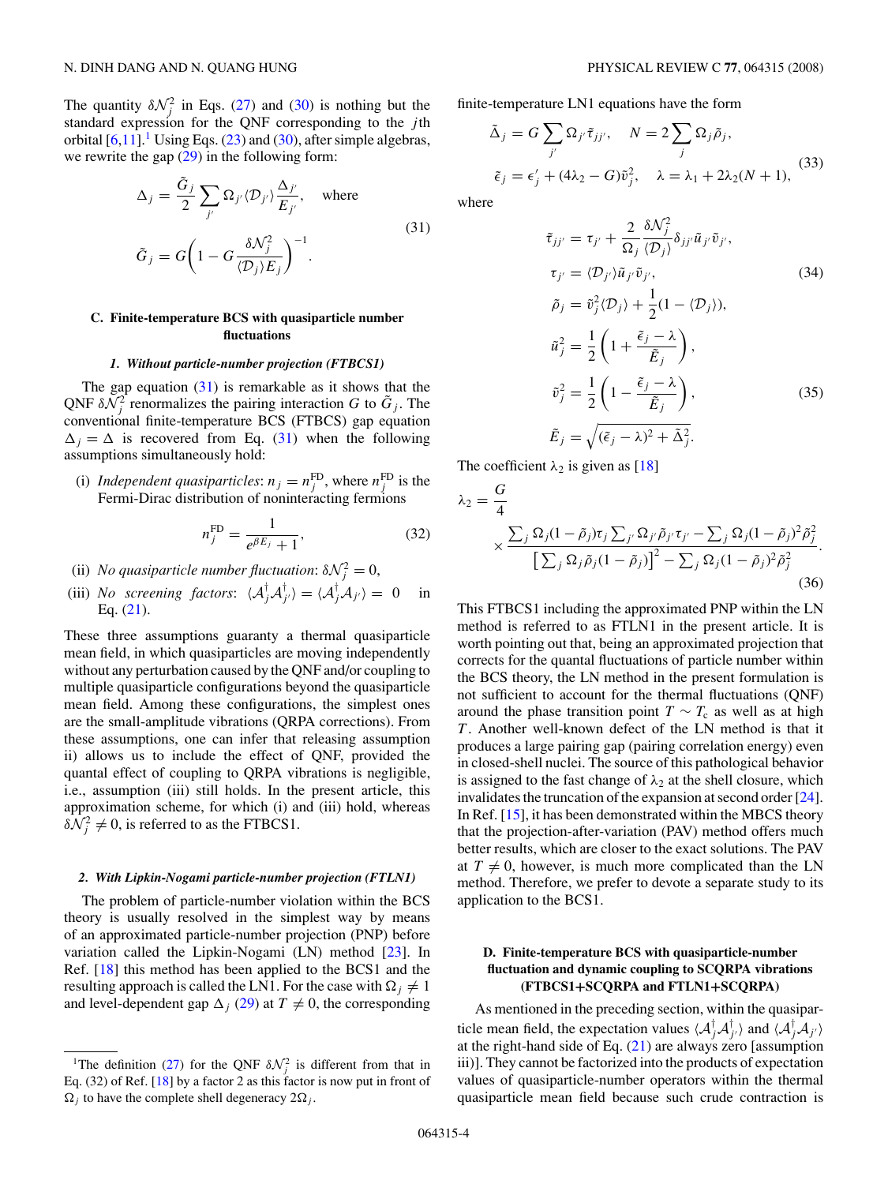The quantity $\delta\mathcal{N}_j^2$ in Eqs. (27) and (30) is nothing but the standard expression for the QNF corresponding to the $j$th orbital [6,11].[1] Using Eqs. (23) and (30), after simple algebras, we rewrite the gap (29) in the following form:

$$
\Delta_j = \frac{\tilde{G}_j}{2}\sum_{j'}\Omega_{j'}\langle\mathcal{D}_{j'}\rangle\frac{\Delta_{j'}}{E_{j'}}, \quad \text{where}
$$
$$
\tilde{G}_j = G\left(1 - G\frac{\delta\mathcal{N}_j^2}{\langle\mathcal{D}_j\rangle E_j}\right)^{-1}. \tag{31}
$$

### C. Finite-temperature BCS with quasiparticle number fluctuations

#### 1. Without particle-number projection (FTBCS1)

The gap equation (31) is remarkable as it shows that the QNF $\delta\mathcal{N}_j^2$ renormalizes the pairing interaction $G$ to $\tilde{G}_j$. The conventional finite-temperature BCS (FTBCS) gap equation $\Delta_j = \Delta$ is recovered from Eq. (31) when the following assumptions simultaneously hold:

(i) *Independent quasiparticles*: $n_j = n_j^{\rm FD}$, where $n_j^{\rm FD}$ is the Fermi-Dirac distribution of noninteracting fermions

$$
n_j^{\rm FD} = \frac{1}{e^{\beta E_j}+1}, \tag{32}
$$

(ii) *No quasiparticle number fluctuation*: $\delta\mathcal{N}_j^2 = 0$,

(iii) *No screening factors*: $\langle\mathcal{A}_j^\dagger\mathcal{A}_{j'}^\dagger\rangle = \langle\mathcal{A}_j^\dagger\mathcal{A}_{j'}\rangle = 0$ in Eq. (21).

These three assumptions guaranty a thermal quasiparticle mean field, in which quasiparticles are moving independently without any perturbation caused by the QNF and/or coupling to multiple quasiparticle configurations beyond the quasiparticle mean field. Among these configurations, the simplest ones are the small-amplitude vibrations (QRPA corrections). From these assumptions, one can infer that releasing assumption ii) allows us to include the effect of QNF, provided the quantal effect of coupling to QRPA vibrations is negligible, i.e., assumption (iii) still holds. In the present article, this approximation scheme, for which (i) and (iii) hold, whereas $\delta\mathcal{N}_j^2 \neq 0$, is referred to as the FTBCS1.

#### 2. With Lipkin-Nogami particle-number projection (FTLN1)

The problem of particle-number violation within the BCS theory is usually resolved in the simplest way by means of an approximated particle-number projection (PNP) before variation called the Lipkin-Nogami (LN) method [23]. In Ref. [18] this method has been applied to the BCS1 and the resulting approach is called the LN1. For the case with $\Omega_j \neq 1$ and level-dependent gap $\Delta_j$ (29) at $T \neq 0$, the corresponding finite-temperature LN1 equations have the form

$$
\tilde{\Delta}_j = G\sum_{j'}\Omega_{j'}\tilde{\tau}_{jj'}, \quad N = 2\sum_j\Omega_j\tilde{\rho}_j,
$$
$$
\tilde{\epsilon}_j = \epsilon'_j + (4\lambda_2 - G)\tilde{v}_j^2, \quad \lambda = \lambda_1 + 2\lambda_2(N+1), \tag{33}
$$

where

$$
\tilde{\tau}_{jj'} = \tau_{j'} + \frac{2}{\Omega_j}\frac{\delta\mathcal{N}_j^2}{\langle\mathcal{D}_j\rangle}\delta_{jj'}\tilde{u}_{j'}\tilde{v}_{j'},
$$
$$
\tau_{j'} = \langle\mathcal{D}_{j'}\rangle\tilde{u}_{j'}\tilde{v}_{j'}, \tag{34}
$$
$$
\tilde{\rho}_j = \tilde{v}_j^2\langle\mathcal{D}_j\rangle + \frac{1}{2}(1 - \langle\mathcal{D}_j\rangle),
$$

$$
\tilde{u}_j^2 = \frac{1}{2}\left(1 + \frac{\tilde{\epsilon}_j - \lambda}{\tilde{E}_j}\right),
$$
$$
\tilde{v}_j^2 = \frac{1}{2}\left(1 - \frac{\tilde{\epsilon}_j - \lambda}{\tilde{E}_j}\right), \tag{35}
$$
$$
\tilde{E}_j = \sqrt{(\tilde{\epsilon}_j - \lambda)^2 + \tilde{\Delta}_j^2}.
$$

The coefficient $\lambda_2$ is given as [18]

$$
\lambda_2 = \frac{G}{4} \times \frac{\sum_j\Omega_j(1-\tilde{\rho}_j)\tau_j\sum_{j'}\Omega_{j'}\tilde{\rho}_{j'}\tau_{j'} - \sum_j\Omega_j(1-\tilde{\rho}_j)^2\tilde{\rho}_j^2}{\left[\sum_j\Omega_j\tilde{\rho}_j(1-\tilde{\rho}_j)\right]^2 - \sum_j\Omega_j(1-\tilde{\rho}_j)^2\tilde{\rho}_j^2}. \tag{36}
$$

This FTBCS1 including the approximated PNP within the LN method is referred to as FTLN1 in the present article. It is worth pointing out that, being an approximated projection that corrects for the quantal fluctuations of particle number within the BCS theory, the LN method in the present formulation is not sufficient to account for the thermal fluctuations (QNF) around the phase transition point $T \sim T_c$ as well as at high $T$. Another well-known defect of the LN method is that it produces a large pairing gap (pairing correlation energy) even in closed-shell nuclei. The source of this pathological behavior is assigned to the fast change of $\lambda_2$ at the shell closure, which invalidates the truncation of the expansion at second order [24]. In Ref. [15], it has been demonstrated within the MBCS theory that the projection-after-variation (PAV) method offers much better results, which are closer to the exact solutions. The PAV at $T \neq 0$, however, is much more complicated than the LN method. Therefore, we prefer to devote a separate study to its application to the BCS1.

### D. Finite-temperature BCS with quasiparticle-number fluctuation and dynamic coupling to SCQRPA vibrations (FTBCS1+SCQRPA and FTLN1+SCQRPA)

As mentioned in the preceding section, within the quasiparticle mean field, the expectation values $\langle\mathcal{A}_j^\dagger\mathcal{A}_{j'}^\dagger\rangle$ and $\langle\mathcal{A}_j^\dagger\mathcal{A}_{j'}\rangle$ at the right-hand side of Eq. (21) are always zero [assumption iii)]. They cannot be factorized into the products of expectation values of quasiparticle-number operators within the thermal quasiparticle mean field because such crude contraction is

---

[1] The definition (27) for the QNF $\delta\mathcal{N}_j^2$ is different from that in Eq. (32) of Ref. [18] by a factor 2 as this factor is now put in front of $\Omega_j$ to have the complete shell degeneracy $2\Omega_j$.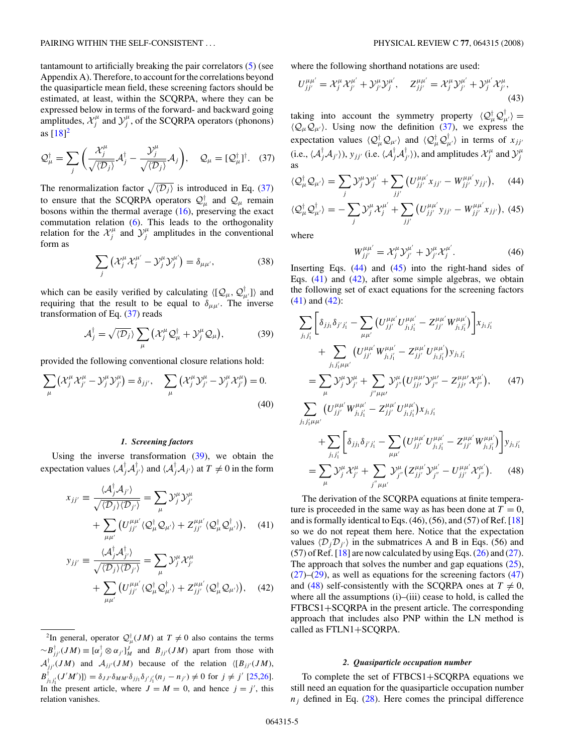tantamount to artificially breaking the pair correlators (5) (see Appendix A). Therefore, to account for the correlations beyond the quasiparticle mean field, these screening factors should be estimated, at least, within the SCQRPA, where they can be expressed below in terms of the forward- and backward going amplitudes, $\mathcal{X}_j^\mu$ and $\mathcal{Y}_j^\mu$, of the SCQRPA operators (phonons) as [18][2]

$$\mathcal{Q}_\mu^\dagger = \sum_j \left( \frac{\mathcal{X}_j^\mu}{\sqrt{\langle \mathcal{D}_j \rangle}} \mathcal{A}_j^\dagger - \frac{\mathcal{Y}_j^\mu}{\sqrt{\langle \mathcal{D}_j \rangle}} \mathcal{A}_j \right), \quad \mathcal{Q}_\mu = [\mathcal{Q}_\mu^\dagger]^\dagger. \quad (37)$$

The renormalization factor $\sqrt{\langle \mathcal{D}_j \rangle}$ is introduced in Eq. (37) to ensure that the SCQRPA operators $\mathcal{Q}_\mu^\dagger$ and $\mathcal{Q}_\mu$ remain bosons within the thermal average (16), preserving the exact commutation relation (6). This leads to the orthogonality relation for the $\mathcal{X}_j^\mu$ and $\mathcal{Y}_j^\mu$ amplitudes in the conventional form as

$$\sum_j \left( \mathcal{X}_j^\mu \mathcal{X}_j^{\mu'} - \mathcal{Y}_j^\mu \mathcal{Y}_j^{\mu'} \right) = \delta_{\mu\mu'}, \quad (38)$$

which can be easily verified by calculating $\langle [\mathcal{Q}_\mu, \mathcal{Q}_{\mu'}^\dagger] \rangle$ and requiring that the result to be equal to $\delta_{\mu\mu'}$. The inverse transformation of Eq. (37) reads

$$\mathcal{A}_j^\dagger = \sqrt{\langle \mathcal{D}_j \rangle} \sum_\mu \left( \mathcal{X}_j^\mu \mathcal{Q}_\mu^\dagger + \mathcal{Y}_j^\mu \mathcal{Q}_\mu \right), \quad (39)$$

provided the following conventional closure relations hold:

$$\sum_\mu \left( \mathcal{X}_j^\mu \mathcal{X}_{j'}^\mu - \mathcal{Y}_j^\mu \mathcal{Y}_{j'}^\mu \right) = \delta_{jj'}, \quad \sum_\mu \left( \mathcal{X}_j^\mu \mathcal{Y}_{j'}^\mu - \mathcal{Y}_j^\mu \mathcal{X}_{j'}^\mu \right) = 0. \quad (40)$$

#### *1. Screening factors*

Using the inverse transformation (39), we obtain the expectation values $\langle \mathcal{A}_j^\dagger \mathcal{A}_{j'}^\dagger \rangle$ and $\langle \mathcal{A}_j^\dagger \mathcal{A}_{j'} \rangle$ at $T \neq 0$ in the form

$$x_{jj'} \equiv \frac{\langle \mathcal{A}_j^\dagger \mathcal{A}_{j'} \rangle}{\sqrt{\langle \mathcal{D}_j \rangle \langle \mathcal{D}_{j'} \rangle}} = \sum_\mu \mathcal{Y}_j^\mu \mathcal{Y}_{j'}^\mu + \sum_{\mu\mu'} \left( U_{jj'}^{\mu\mu'} \langle \mathcal{Q}_\mu^\dagger \mathcal{Q}_{\mu'} \rangle + Z_{jj'}^{\mu\mu'} \langle \mathcal{Q}_\mu^\dagger \mathcal{Q}_{\mu'}^\dagger \rangle \right), \quad (41)$$

$$y_{jj'} \equiv \frac{\langle \mathcal{A}_j^\dagger \mathcal{A}_{j'}^\dagger \rangle}{\sqrt{\langle \mathcal{D}_j \rangle \langle \mathcal{D}_{j'} \rangle}} = \sum_\mu \mathcal{Y}_j^\mu \mathcal{X}_{j'}^\mu + \sum_{\mu\mu'} \left( U_{jj'}^{\mu\mu'} \langle \mathcal{Q}_\mu^\dagger \mathcal{Q}_{\mu'}^\dagger \rangle + Z_{jj'}^{\mu\mu'} \langle \mathcal{Q}_\mu^\dagger \mathcal{Q}_{\mu'} \rangle \right), \quad (42)$$

where the following shorthand notations are used:

$$U_{jj'}^{\mu\mu'} = \mathcal{X}_j^\mu \mathcal{X}_{j'}^{\mu'} + \mathcal{Y}_j^\mu \mathcal{Y}_{j'}^{\mu'}, \quad Z_{jj'}^{\mu\mu'} = \mathcal{X}_j^\mu \mathcal{Y}_{j'}^{\mu'} + \mathcal{Y}_j^{\mu'} \mathcal{X}_{j'}^\mu, \quad (43)$$

taking into account the symmetry property $\langle \mathcal{Q}_\mu^\dagger \mathcal{Q}_{\mu'}^\dagger \rangle = \langle \mathcal{Q}_\mu \mathcal{Q}_{\mu'} \rangle$. Using now the definition (37), we express the expectation values $\langle \mathcal{Q}_\mu^\dagger \mathcal{Q}_{\mu'} \rangle$ and $\langle \mathcal{Q}_\mu^\dagger \mathcal{Q}_{\mu'}^\dagger \rangle$ in terms of $x_{jj'}$ (i.e., $\langle \mathcal{A}_j^\dagger \mathcal{A}_{j'} \rangle$), $y_{jj'}$ (i.e. $\langle \mathcal{A}_j^\dagger \mathcal{A}_{j'}^\dagger \rangle$), and amplitudes $\mathcal{X}_j^\mu$ and $\mathcal{Y}_j^\mu$ as

$$\langle \mathcal{Q}_\mu^\dagger \mathcal{Q}_{\mu'} \rangle = \sum_j \mathcal{Y}_j^\mu \mathcal{Y}_j^{\mu'} + \sum_{jj'} \left( U_{jj'}^{\mu\mu'} x_{jj'} - W_{jj'}^{\mu\mu'} y_{jj'} \right), \quad (44)$$

$$\langle \mathcal{Q}_\mu^\dagger \mathcal{Q}_{\mu'}^\dagger \rangle = -\sum_j \mathcal{Y}_j^\mu \mathcal{X}_j^{\mu'} + \sum_{jj'} \left( U_{jj'}^{\mu\mu'} y_{jj'} - W_{jj'}^{\mu\mu'} x_{jj'} \right), \quad (45)$$

where

$$W_{jj'}^{\mu\mu'} = \mathcal{X}_j^\mu \mathcal{Y}_{j'}^{\mu'} + \mathcal{Y}_{j'}^\mu \mathcal{X}_j^{\mu'}. \quad (46)$$

Inserting Eqs. (44) and (45) into the right-hand sides of Eqs. (41) and (42), after some simple algebras, we obtain the following set of exact equations for the screening factors (41) and (42):

$$\sum_{j_1 j_1'} \left[ \delta_{jj_1} \delta_{j'j_1'} - \sum_{\mu\mu'} \left( U_{jj'}^{\mu\mu'} U_{j_1 j_1'}^{\mu\mu'} - Z_{jj'}^{\mu\mu'} W_{j_1 j_1'}^{\mu\mu'} \right) \right] x_{j_1 j_1'} + \sum_{j_1 j_1' \mu\mu'} \left( U_{jj'}^{\mu\mu'} W_{j_1 j_1'}^{\mu\mu'} - Z_{jj'}^{\mu\mu'} U_{j_1 j_1'}^{\mu\mu'} \right) y_{j_1 j_1'}$$
$$= \sum_\mu \mathcal{Y}_j^\mu \mathcal{Y}_{j'}^\mu + \sum_{j''\mu\mu'} \mathcal{Y}_{j''}^\mu \left( U_{jj'}^{\mu\mu'} \mathcal{Y}_{j''}^{\mu'} - Z_{jj'}^{\mu\mu'} \mathcal{X}_{j''}^{\mu'} \right), \quad (47)$$

$$\sum_{j_1 j_1' \mu\mu'} \left( U_{jj'}^{\mu\mu'} W_{j_1 j_1'}^{\mu\mu'} - Z_{jj'}^{\mu\mu'} U_{j_1 j_1'}^{\mu\mu'} \right) x_{j_1 j_1'} + \sum_{j_1 j_1'} \left[ \delta_{jj_1} \delta_{j'j_1'} - \sum_{\mu\mu'} \left( U_{jj'}^{\mu\mu'} U_{j_1 j_1'}^{\mu\mu'} - Z_{jj'}^{\mu\mu'} W_{j_1 j_1'}^{\mu\mu'} \right) \right] y_{j_1 j_1'}$$
$$= \sum_\mu \mathcal{Y}_j^\mu \mathcal{X}_{j'}^\mu + \sum_{j''\mu\mu'} \mathcal{Y}_{j''}^\mu \left( Z_{jj'}^{\mu\mu'} \mathcal{Y}_{j''}^{\mu'} - U_{jj'}^{\mu\mu'} \mathcal{X}_{j''}^{\mu'} \right). \quad (48)$$

The derivation of the SCQRPA equations at finite temperature is proceeded in the same way as has been done at $T = 0$, and is formally identical to Eqs. (46), (56), and (57) of Ref. [18] so we do not repeat them here. Notice that the expectation values $\langle \mathcal{D}_j \mathcal{D}_{j'} \rangle$ in the submatrices A and B in Eqs. (56) and (57) of Ref. [18] are now calculated by using Eqs. (26) and (27). The approach that solves the number and gap equations (25), (27)–(29), as well as equations for the screening factors (47) and (48) self-consistently with the SCQRPA ones at $T \neq 0$, where all the assumptions (i)–(iii) cease to hold, is called the FTBCS1+SCQRPA in the present article. The corresponding approach that includes also PNP within the LN method is called as FTLN1+SCQRPA.

#### *2. Quasiparticle occupation number*

To complete the set of FTBCS1+SCQRPA equations we still need an equation for the quasiparticle occupation number $n_j$ defined in Eq. (28). Here comes the principal difference

---

[2] In general, operator $\mathcal{Q}_\mu^\dagger(JM)$ at $T \neq 0$ also contains the terms $\sim B_{jj'}^\dagger(JM) \equiv [\alpha_j^\dagger \otimes \alpha_{j'}]_M^J$ and $B_{jj'}(JM)$ apart from those with $\mathcal{A}_{jj'}^\dagger(JM)$ and $\mathcal{A}_{jj'}(JM)$ because of the relation $\langle [B_{jj'}(JM), B_{j_1 j_1'}^\dagger(J'M')] \rangle = \delta_{JJ'} \delta_{MM'} \delta_{jj_1} \delta_{j'j_1'} (n_j - n_{j'}) \neq 0$ for $j \neq j'$ [25,26]. In the present article, where $J = M = 0$, and hence $j = j'$, this relation vanishes.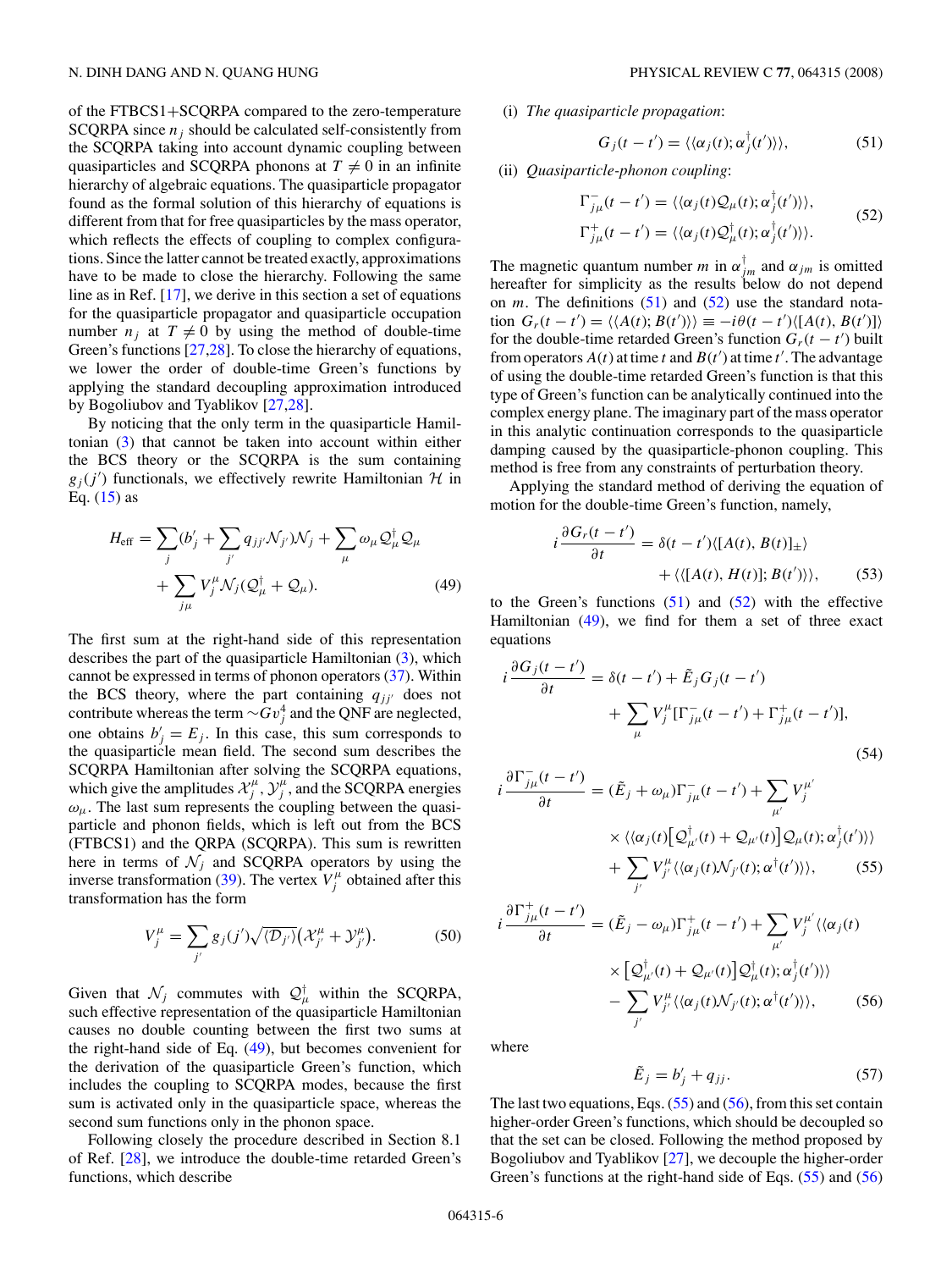of the FTBCS1+SCQRPA compared to the zero-temperature SCQRPA since $n_j$ should be calculated self-consistently from the SCQRPA taking into account dynamic coupling between quasiparticles and SCQRPA phonons at $T \neq 0$ in an infinite hierarchy of algebraic equations. The quasiparticle propagator found as the formal solution of this hierarchy of equations is different from that for free quasiparticles by the mass operator, which reflects the effects of coupling to complex configurations. Since the latter cannot be treated exactly, approximations have to be made to close the hierarchy. Following the same line as in Ref. [17], we derive in this section a set of equations for the quasiparticle propagator and quasiparticle occupation number $n_j$ at $T \neq 0$ by using the method of double-time Green's functions [27,28]. To close the hierarchy of equations, we lower the order of double-time Green's functions by applying the standard decoupling approximation introduced by Bogoliubov and Tyablikov [27,28].

By noticing that the only term in the quasiparticle Hamiltonian (3) that cannot be taken into account within either the BCS theory or the SCQRPA is the sum containing $g_j(j')$ functionals, we effectively rewrite Hamiltonian $\mathcal{H}$ in Eq. (15) as

$$H_{\rm eff} = \sum_j \Big(b'_j + \sum_{j'} q_{jj'}\mathcal{N}_{j'}\Big)\mathcal{N}_j + \sum_\mu \omega_\mu \mathcal{Q}^\dagger_\mu \mathcal{Q}_\mu + \sum_{j\mu} V^\mu_j \mathcal{N}_j\big(\mathcal{Q}^\dagger_\mu + \mathcal{Q}_\mu\big). \tag{49}$$

The first sum at the right-hand side of this representation describes the part of the quasiparticle Hamiltonian (3), which cannot be expressed in terms of phonon operators (37). Within the BCS theory, where the part containing $q_{jj'}$ does not contribute whereas the term $\sim G v_j^4$ and the QNF are neglected, one obtains $b'_j = E_j$. In this case, this sum corresponds to the quasiparticle mean field. The second sum describes the SCQRPA Hamiltonian after solving the SCQRPA equations, which give the amplitudes $\mathcal{X}^\mu_j, \mathcal{Y}^\mu_j$, and the SCQRPA energies $\omega_\mu$. The last sum represents the coupling between the quasiparticle and phonon fields, which is left out from the BCS (FTBCS1) and the QRPA (SCQRPA). This sum is rewritten here in terms of $\mathcal{N}_j$ and SCQRPA operators by using the inverse transformation (39). The vertex $V^\mu_j$ obtained after this transformation has the form

$$V^\mu_j = \sum_{j'} g_j(j')\sqrt{\langle \mathcal{D}_{j'}\rangle}\big(\mathcal{X}^\mu_{j'} + \mathcal{Y}^\mu_{j'}\big). \tag{50}$$

Given that $\mathcal{N}_j$ commutes with $\mathcal{Q}^\dagger_\mu$ within the SCQRPA, such effective representation of the quasiparticle Hamiltonian causes no double counting between the first two sums at the right-hand side of Eq. (49), but becomes convenient for the derivation of the quasiparticle Green's function, which includes the coupling to SCQRPA modes, because the first sum is activated only in the quasiparticle space, whereas the second sum functions only in the phonon space.

Following closely the procedure described in Section 8.1 of Ref. [28], we introduce the double-time retarded Green's functions, which describe

(i) *The quasiparticle propagation*:

$$G_j(t-t') = \langle\langle \alpha_j(t); \alpha^\dagger_j(t')\rangle\rangle, \tag{51}$$

(ii) *Quasiparticle-phonon coupling*:

$$\begin{aligned}\Gamma^-_{j\mu}(t-t') &= \langle\langle \alpha_j(t)\mathcal{Q}_\mu(t); \alpha^\dagger_j(t')\rangle\rangle,\\ \Gamma^+_{j\mu}(t-t') &= \langle\langle \alpha_j(t)\mathcal{Q}^\dagger_\mu(t); \alpha^\dagger_j(t')\rangle\rangle.\end{aligned} \tag{52}$$

The magnetic quantum number $m$ in $\alpha^\dagger_{jm}$ and $\alpha_{jm}$ is omitted hereafter for simplicity as the results below do not depend on $m$. The definitions (51) and (52) use the standard notation $G_r(t-t') = \langle\langle A(t); B(t')\rangle\rangle \equiv -i\theta(t-t')\langle[A(t), B(t')]\rangle$ for the double-time retarded Green's function $G_r(t-t')$ built from operators $A(t)$ at time $t$ and $B(t')$ at time $t'$. The advantage of using the double-time retarded Green's function is that this type of Green's function can be analytically continued into the complex energy plane. The imaginary part of the mass operator in this analytic continuation corresponds to the quasiparticle damping caused by the quasiparticle-phonon coupling. This method is free from any constraints of perturbation theory.

Applying the standard method of deriving the equation of motion for the double-time Green's function, namely,

$$i\frac{\partial G_r(t-t')}{\partial t} = \delta(t-t')\langle[A(t), B(t')]_\pm\rangle + \langle\langle [A(t), H(t)]; B(t')\rangle\rangle, \tag{53}$$

to the Green's functions (51) and (52) with the effective Hamiltonian (49), we find for them a set of three exact equations

$$i\frac{\partial G_j(t-t')}{\partial t} = \delta(t-t') + \tilde{E}_j G_j(t-t') + \sum_\mu V^\mu_j\big[\Gamma^-_{j\mu}(t-t') + \Gamma^+_{j\mu}(t-t')\big], \tag{54}$$

$$i\frac{\partial \Gamma^-_{j\mu}(t-t')}{\partial t} = (\tilde{E}_j + \omega_\mu)\Gamma^-_{j\mu}(t-t') + \sum_{\mu'} V^{\mu'}_j \times \langle\langle \alpha_j(t)\big[\mathcal{Q}^\dagger_{\mu'}(t) + \mathcal{Q}_{\mu'}(t)\big]\mathcal{Q}_\mu(t); \alpha^\dagger_j(t')\rangle\rangle + \sum_{j'} V^\mu_{j'}\langle\langle \alpha_j(t)\mathcal{N}_{j'}(t); \alpha^\dagger(t')\rangle\rangle, \tag{55}$$

$$i\frac{\partial \Gamma^+_{j\mu}(t-t')}{\partial t} = (\tilde{E}_j - \omega_\mu)\Gamma^+_{j\mu}(t-t') + \sum_{\mu'} V^{\mu'}_j\langle\langle \alpha_j(t) \times \big[\mathcal{Q}^\dagger_{\mu'}(t) + \mathcal{Q}_{\mu'}(t)\big]\mathcal{Q}^\dagger_\mu(t); \alpha^\dagger_j(t')\rangle\rangle - \sum_{j'} V^\mu_{j'}\langle\langle \alpha_j(t)\mathcal{N}_{j'}(t); \alpha^\dagger(t')\rangle\rangle, \tag{56}$$

where

$$\tilde{E}_j = b'_j + q_{jj}. \tag{57}$$

The last two equations, Eqs. (55) and (56), from this set contain higher-order Green's functions, which should be decoupled so that the set can be closed. Following the method proposed by Bogoliubov and Tyablikov [27], we decouple the higher-order Green's functions at the right-hand side of Eqs. (55) and (56)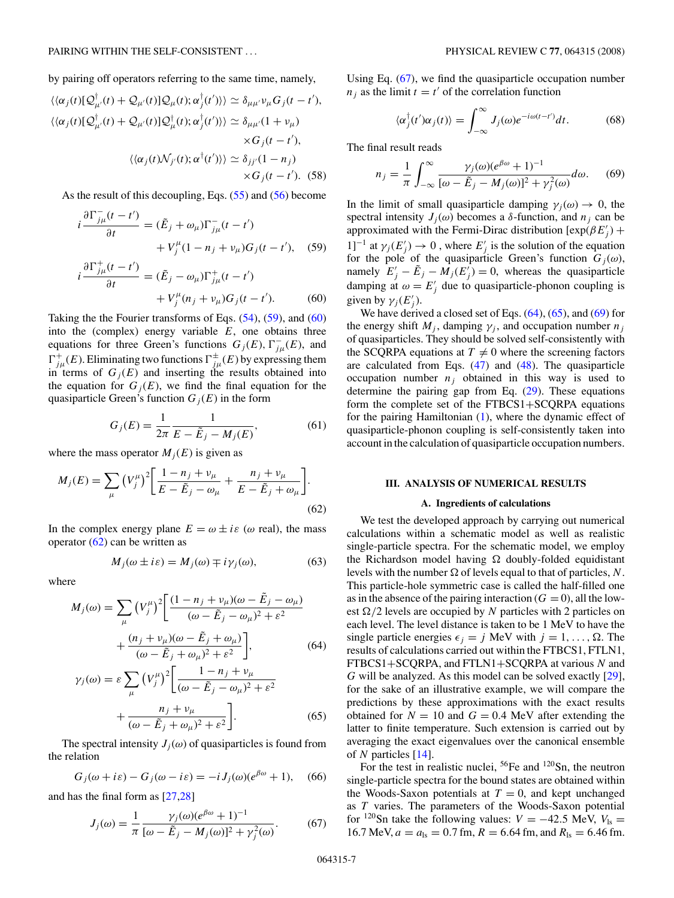by pairing off operators referring to the same time, namely,

$$\langle\langle \alpha_j(t)[\mathcal{Q}^\dagger_{\mu'}(t) + \mathcal{Q}_{\mu'}(t)]\mathcal{Q}_\mu(t); \alpha^\dagger_j(t')\rangle\rangle \simeq \delta_{\mu\mu'}\nu_\mu G_j(t-t'),$$

$$\langle\langle \alpha_j(t)[\mathcal{Q}^\dagger_{\mu'}(t) + \mathcal{Q}_{\mu'}(t)]\mathcal{Q}^\dagger_\mu(t); \alpha^\dagger_j(t')\rangle\rangle \simeq \delta_{\mu\mu'}(1+\nu_\mu) \times G_j(t-t'),$$

$$\langle\langle \alpha_j(t)\mathcal{N}_{j'}(t); \alpha^\dagger(t')\rangle\rangle \simeq \delta_{jj'}(1-n_j) \times G_j(t-t'). \quad (58)$$

As the result of this decoupling, Eqs. (55) and (56) become

$$i\frac{\partial \Gamma^-_{j\mu}(t-t')}{\partial t} = (\tilde{E}_j + \omega_\mu)\Gamma^-_{j\mu}(t-t') + V^\mu_j(1-n_j+\nu_\mu)G_j(t-t'), \quad (59)$$

$$i\frac{\partial \Gamma^+_{j\mu}(t-t')}{\partial t} = (\tilde{E}_j - \omega_\mu)\Gamma^+_{j\mu}(t-t') + V^\mu_j(n_j+\nu_\mu)G_j(t-t'). \quad (60)$$

Taking the the Fourier transforms of Eqs. (54), (59), and (60) into the (complex) energy variable $E$, one obtains three equations for three Green's functions $G_j(E)$, $\Gamma^-_{j\mu}(E)$, and $\Gamma^+_{j\mu}(E)$. Eliminating two functions $\Gamma^\pm_{j\mu}(E)$ by expressing them in terms of $G_j(E)$ and inserting the results obtained into the equation for $G_j(E)$, we find the final equation for the quasiparticle Green's function $G_j(E)$ in the form

$$G_j(E) = \frac{1}{2\pi}\frac{1}{E - \tilde{E}_j - M_j(E)}, \quad (61)$$

where the mass operator $M_j(E)$ is given as

$$M_j(E) = \sum_\mu \left(V^\mu_j\right)^2\left[\frac{1-n_j+\nu_\mu}{E-\tilde{E}_j-\omega_\mu} + \frac{n_j+\nu_\mu}{E-\tilde{E}_j+\omega_\mu}\right]. \quad (62)$$

In the complex energy plane $E = \omega \pm i\varepsilon$ ($\omega$ real), the mass operator (62) can be written as

$$M_j(\omega \pm i\varepsilon) = M_j(\omega) \mp i\gamma_j(\omega), \quad (63)$$

where

$$M_j(\omega) = \sum_\mu \left(V^\mu_j\right)^2\left[\frac{(1-n_j+\nu_\mu)(\omega-\tilde{E}_j-\omega_\mu)}{(\omega-\tilde{E}_j-\omega_\mu)^2+\varepsilon^2} + \frac{(n_j+\nu_\mu)(\omega-\tilde{E}_j+\omega_\mu)}{(\omega-\tilde{E}_j+\omega_\mu)^2+\varepsilon^2}\right], \quad (64)$$

$$\gamma_j(\omega) = \varepsilon\sum_\mu \left(V^\mu_j\right)^2\left[\frac{1-n_j+\nu_\mu}{(\omega-\tilde{E}_j-\omega_\mu)^2+\varepsilon^2} + \frac{n_j+\nu_\mu}{(\omega-\tilde{E}_j+\omega_\mu)^2+\varepsilon^2}\right]. \quad (65)$$

The spectral intensity $J_j(\omega)$ of quasiparticles is found from the relation

$$G_j(\omega+i\varepsilon) - G_j(\omega-i\varepsilon) = -iJ_j(\omega)(e^{\beta\omega}+1), \quad (66)$$

and has the final form as [27,28]

$$J_j(\omega) = \frac{1}{\pi}\frac{\gamma_j(\omega)(e^{\beta\omega}+1)^{-1}}{[\omega-\tilde{E}_j-M_j(\omega)]^2+\gamma^2_j(\omega)}. \quad (67)$$

Using Eq. (67), we find the quasiparticle occupation number $n_j$ as the limit $t = t'$ of the correlation function

$$\langle\alpha^\dagger_j(t')\alpha_j(t)\rangle = \int_{-\infty}^{\infty} J_j(\omega)e^{-i\omega(t-t')}dt. \quad (68)$$

The final result reads

$$n_j = \frac{1}{\pi}\int_{-\infty}^{\infty}\frac{\gamma_j(\omega)(e^{\beta\omega}+1)^{-1}}{[\omega-\tilde{E}_j-M_j(\omega)]^2+\gamma^2_j(\omega)}d\omega. \quad (69)$$

In the limit of small quasiparticle damping $\gamma_j(\omega) \to 0$, the spectral intensity $J_j(\omega)$ becomes a $\delta$-function, and $n_j$ can be approximated with the Fermi-Dirac distribution $[\exp(\beta E'_j) + 1]^{-1}$ at $\gamma_j(E'_j) \to 0$, where $E'_j$ is the solution of the equation for the pole of the quasiparticle Green's function $G_j(\omega)$, namely $E'_j - \tilde{E}_j - M_j(E'_j) = 0$, whereas the quasiparticle damping at $\omega = E'_j$ due to quasiparticle-phonon coupling is given by $\gamma_j(E'_j)$.

We have derived a closed set of Eqs. (64), (65), and (69) for the energy shift $M_j$, damping $\gamma_j$, and occupation number $n_j$ of quasiparticles. They should be solved self-consistently with the SCQRPA equations at $T \neq 0$ where the screening factors are calculated from Eqs. (47) and (48). The quasiparticle occupation number $n_j$ obtained in this way is used to determine the pairing gap from Eq. (29). These equations form the complete set of the FTBCS1+SCQRPA equations for the pairing Hamiltonian (1), where the dynamic effect of quasiparticle-phonon coupling is self-consistently taken into account in the calculation of quasiparticle occupation numbers.

## III. ANALYSIS OF NUMERICAL RESULTS

### A. Ingredients of calculations

We test the developed approach by carrying out numerical calculations within a schematic model as well as realistic single-particle spectra. For the schematic model, we employ the Richardson model having $\Omega$ doubly-folded equidistant levels with the number $\Omega$ of levels equal to that of particles, $N$. This particle-hole symmetric case is called the half-filled one as in the absence of the pairing interaction ($G = 0$), all the lowest $\Omega/2$ levels are occupied by $N$ particles with 2 particles on each level. The level distance is taken to be 1 MeV to have the single particle energies $\epsilon_j = j$ MeV with $j = 1, \ldots, \Omega$. The results of calculations carried out within the FTBCS1, FTLN1, FTBCS1+SCQRPA, and FTLN1+SCQRPA at various $N$ and $G$ will be analyzed. As this model can be solved exactly [29], for the sake of an illustrative example, we will compare the predictions by these approximations with the exact results obtained for $N = 10$ and $G = 0.4$ MeV after extending the latter to finite temperature. Such extension is carried out by averaging the exact eigenvalues over the canonical ensemble of $N$ particles [14].

For the test in realistic nuclei, $^{56}$Fe and $^{120}$Sn, the neutron single-particle spectra for the bound states are obtained within the Woods-Saxon potentials at $T = 0$, and kept unchanged as $T$ varies. The parameters of the Woods-Saxon potential for $^{120}$Sn take the following values: $V = -42.5$ MeV, $V_{\rm ls} = 16.7$ MeV, $a = a_{\rm ls} = 0.7$ fm, $R = 6.64$ fm, and $R_{\rm ls} = 6.46$ fm.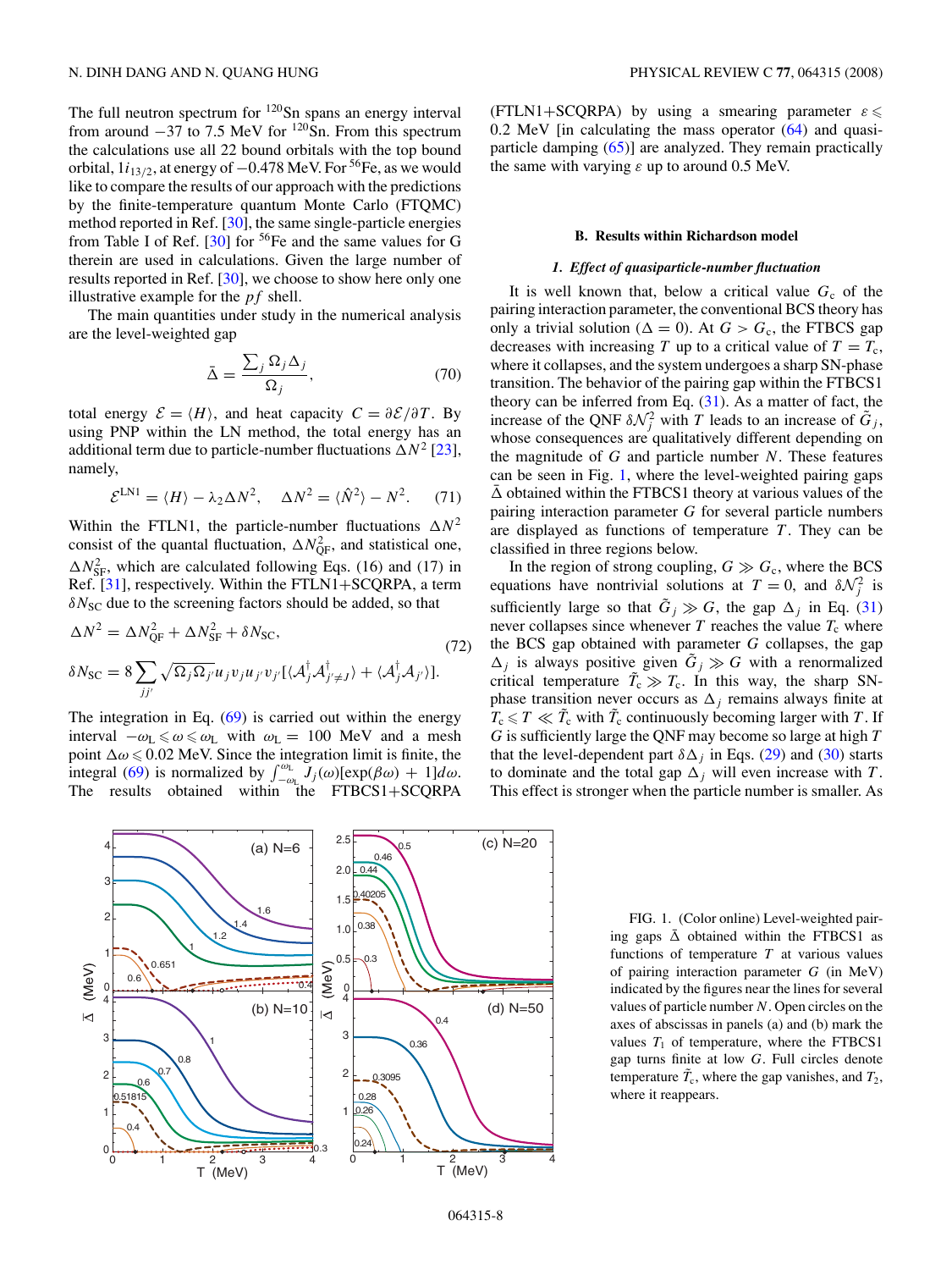The full neutron spectrum for $^{120}$Sn spans an energy interval from around −37 to 7.5 MeV for $^{120}$Sn. From this spectrum the calculations use all 22 bound orbitals with the top bound orbital, $1i_{13/2}$, at energy of −0.478 MeV. For $^{56}$Fe, as we would like to compare the results of our approach with the predictions by the finite-temperature quantum Monte Carlo (FTQMC) method reported in Ref. [30], the same single-particle energies from Table I of Ref. [30] for $^{56}$Fe and the same values for G therein are used in calculations. Given the large number of results reported in Ref. [30], we choose to show here only one illustrative example for the $pf$ shell.

The main quantities under study in the numerical analysis are the level-weighted gap

$$\bar{\Delta} = \frac{\sum_j \Omega_j \Delta_j}{\Omega_j}, \tag{70}$$

total energy $\mathcal{E} = \langle H \rangle$, and heat capacity $C = \partial\mathcal{E}/\partial T$. By using PNP within the LN method, the total energy has an additional term due to particle-number fluctuations $\Delta N^2$ [23], namely,

$$\mathcal{E}^{\rm LN1} = \langle H \rangle - \lambda_2 \Delta N^2, \quad \Delta N^2 = \langle \hat{N}^2 \rangle - N^2. \tag{71}$$

Within the FTLN1, the particle-number fluctuations $\Delta N^2$ consist of the quantal fluctuation, $\Delta N^2_{\rm QF}$, and statistical one, $\Delta N^2_{\rm SF}$, which are calculated following Eqs. (16) and (17) in Ref. [31], respectively. Within the FTLN1+SCQRPA, a term $\delta N_{\rm SC}$ due to the screening factors should be added, so that

$$\begin{aligned}
\Delta N^2 &= \Delta N^2_{\rm QF} + \Delta N^2_{\rm SF} + \delta N_{\rm SC}, \\
\delta N_{\rm SC} &= 8 \sum_{jj'} \sqrt{\Omega_j \Omega_{j'}} u_j v_j u_{j'} v_{j'} [\langle \mathcal{A}^\dagger_j \mathcal{A}^\dagger_{j' \neq j} \rangle + \langle \mathcal{A}^\dagger_j \mathcal{A}_{j'} \rangle].
\end{aligned} \tag{72}$$

The integration in Eq. (69) is carried out within the energy interval $-\omega_{\rm L} \leqslant \omega \leqslant \omega_{\rm L}$ with $\omega_{\rm L} = 100$ MeV and a mesh point $\Delta\omega \leqslant 0.02$ MeV. Since the integration limit is finite, the integral (69) is normalized by $\int_{-\omega_{\rm L}}^{\omega_{\rm L}} J_j(\omega)[\exp(\beta\omega) + 1] d\omega$. The results obtained within the FTBCS1+SCQRPA (FTLN1+SCQRPA) by using a smearing parameter $\varepsilon \leqslant 0.2$ MeV [in calculating the mass operator (64) and quasiparticle damping (65)] are analyzed. They remain practically the same with varying $\varepsilon$ up to around 0.5 MeV.

### B. Results within Richardson model

#### 1. Effect of quasiparticle-number fluctuation

It is well known that, below a critical value $G_{\rm c}$ of the pairing interaction parameter, the conventional BCS theory has only a trivial solution ($\Delta = 0$). At $G > G_{\rm c}$, the FTBCS gap decreases with increasing $T$ up to a critical value of $T = T_{\rm c}$, where it collapses, and the system undergoes a sharp SN-phase transition. The behavior of the pairing gap within the FTBCS1 theory can be inferred from Eq. (31). As a matter of fact, the increase of the QNF $\delta\mathcal{N}^2_j$ with $T$ leads to an increase of $\tilde{G}_j$, whose consequences are qualitatively different depending on the magnitude of $G$ and particle number $N$. These features can be seen in Fig. 1, where the level-weighted pairing gaps $\bar{\Delta}$ obtained within the FTBCS1 theory at various values of the pairing interaction parameter $G$ for several particle numbers are displayed as functions of temperature $T$. They can be classified in three regions below.

In the region of strong coupling, $G \gg G_{\rm c}$, where the BCS equations have nontrivial solutions at $T = 0$, and $\delta\mathcal{N}^2_j$ is sufficiently large so that $\tilde{G}_j \gg G$, the gap $\Delta_j$ in Eq. (31) never collapses since whenever $T$ reaches the value $T_{\rm c}$ where the BCS gap obtained with parameter $G$ collapses, the gap $\Delta_j$ is always positive given $\tilde{G}_j \gg G$ with a renormalized critical temperature $\tilde{T}_{\rm c} \gg T_{\rm c}$. In this way, the sharp SN-phase transition never occurs as $\Delta_j$ remains always finite at $T_{\rm c} \leqslant T \ll \tilde{T}_{\rm c}$ with $\tilde{T}_{\rm c}$ continuously becoming larger with $T$. If $G$ is sufficiently large the QNF may become so large at high $T$ that the level-dependent part $\delta\Delta_j$ in Eqs. (29) and (30) starts to dominate and the total gap $\Delta_j$ will even increase with $T$. This effect is stronger when the particle number is smaller. As

FIG. 1. (Color online) Level-weighted pairing gaps $\bar{\Delta}$ obtained within the FTBCS1 as functions of temperature $T$ at various values of pairing interaction parameter $G$ (in MeV) indicated by the figures near the lines for several values of particle number $N$. Open circles on the axes of abscissas in panels (a) and (b) mark the values $T_1$ of temperature, where the FTBCS1 gap turns finite at low $G$. Full circles denote temperature $\tilde{T}_{\rm c}$, where the gap vanishes, and $T_2$, where it reappears.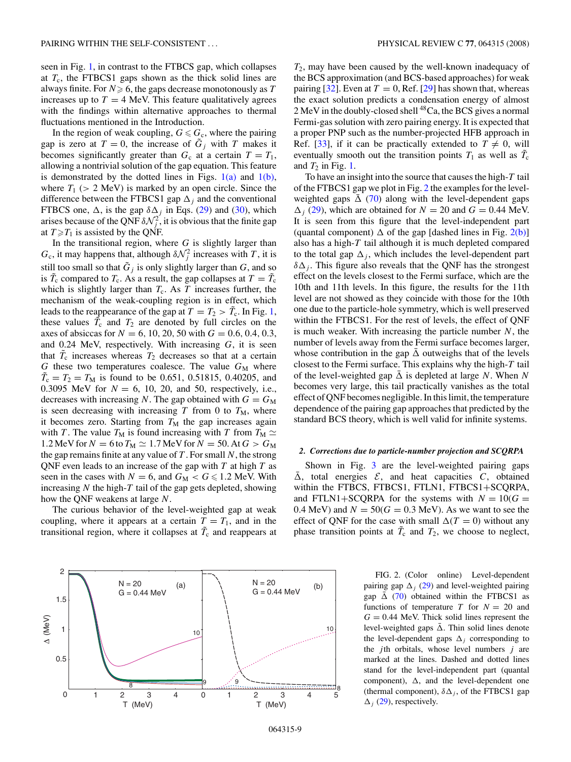seen in Fig. 1, in contrast to the FTBCS gap, which collapses at $T_c$, the FTBCS1 gaps shown as the thick solid lines are always finite. For $N \geqslant 6$, the gap decrease monotonously as $T$ increases up to $T = 4$ MeV. This feature qualitatively agrees with the findings within alternative approaches to thermal fluctuations mentioned in the Introduction.

In the region of weak coupling, $G \leqslant G_c$, where the pairing gap is zero at $T = 0$, the increase of $\tilde{G}_j$ with $T$ makes it becomes significantly greater than $G_c$ at a certain $T = T_1$, allowing a nontrivial solution of the gap equation. This feature is demonstrated by the dotted lines in Figs. 1(a) and 1(b), where $T_1$ ($> 2$ MeV) is marked by an open circle. Since the difference between the FTBCS1 gap $\Delta_j$ and the conventional FTBCS one, $\Delta$, is the gap $\delta\Delta_j$ in Eqs. (29) and (30), which arises because of the QNF $\delta\mathcal{N}_j^2$, it is obvious that the finite gap at $T \geqslant T_1$ is assisted by the QNF.

In the transitional region, where $G$ is slightly larger than $G_c$, it may happens that, although $\delta\mathcal{N}_j^2$ increases with $T$, it is still too small so that $\tilde{G}_j$ is only slightly larger than $G$, and so is $\tilde{T}_c$ compared to $T_c$. As a result, the gap collapses at $T = \tilde{T}_c$ which is slightly larger than $T_c$. As $T$ increases further, the mechanism of the weak-coupling region is in effect, which leads to the reappearance of the gap at $T = T_2 > \tilde{T}_c$. In Fig. 1, these values $\tilde{T}_c$ and $T_2$ are denoted by full circles on the axes of abscissas for $N = 6$, 10, 20, 50 with $G = 0.6$, 0.4, 0.3, and 0.24 MeV, respectively. With increasing $G$, it is seen that $\tilde{T}_c$ increases whereas $T_2$ decreases so that at a certain $G$ these two temperatures coalesce. The value $G_M$ where $\tilde{T}_c = T_2 = T_M$ is found to be 0.651, 0.51815, 0.40205, and 0.3095 MeV for $N = 6$, 10, 20, and 50, respectively, i.e., decreases with increasing $N$. The gap obtained with $G = G_M$ is seen decreasing with increasing $T$ from 0 to $T_M$, where it becomes zero. Starting from $T_M$ the gap increases again with $T$. The value $T_M$ is found increasing with $T$ from $T_M \simeq 1.2$ MeV for $N = 6$ to $T_M \simeq 1.7$ MeV for $N = 50$. At $G > G_M$ the gap remains finite at any value of $T$. For small $N$, the strong QNF even leads to an increase of the gap with $T$ at high $T$ as seen in the cases with $N = 6$, and $G_M < G \leqslant 1.2$ MeV. With increasing $N$ the high-$T$ tail of the gap gets depleted, showing how the QNF weakens at large $N$.

The curious behavior of the level-weighted gap at weak coupling, where it appears at a certain $T = T_1$, and in the transitional region, where it collapses at $\tilde{T}_c$ and reappears at $T_2$, may have been caused by the well-known inadequacy of the BCS approximation (and BCS-based approaches) for weak pairing [32]. Even at $T = 0$, Ref. [29] has shown that, whereas the exact solution predicts a condensation energy of almost 2 MeV in the doubly-closed shell $^{48}$Ca, the BCS gives a normal Fermi-gas solution with zero pairing energy. It is expected that a proper PNP such as the number-projected HFB approach in Ref. [33], if it can be practically extended to $T \neq 0$, will eventually smooth out the transition points $T_1$ as well as $\tilde{T}_c$ and $T_2$ in Fig. 1.

To have an insight into the source that causes the high-$T$ tail of the FTBCS1 gap we plot in Fig. 2 the examples for the level-weighted gaps $\bar{\Delta}$ (70) along with the level-dependent gaps $\Delta_j$ (29), which are obtained for $N = 20$ and $G = 0.44$ MeV. It is seen from this figure that the level-independent part (quantal component) $\Delta$ of the gap [dashed lines in Fig. 2(b)] also has a high-$T$ tail although it is much depleted compared to the total gap $\Delta_j$, which includes the level-dependent part $\delta\Delta_j$. This figure also reveals that the QNF has the strongest effect on the levels closest to the Fermi surface, which are the 10th and 11th levels. In this figure, the results for the 11th level are not showed as they coincide with those for the 10th one due to the particle-hole symmetry, which is well preserved within the FTBCS1. For the rest of levels, the effect of QNF is much weaker. With increasing the particle number $N$, the number of levels away from the Fermi surface becomes larger, whose contribution in the gap $\bar{\Delta}$ outweighs that of the levels closest to the Fermi surface. This explains why the high-$T$ tail of the level-weighted gap $\bar{\Delta}$ is depleted at large $N$. When $N$ becomes very large, this tail practically vanishes as the total effect of QNF becomes negligible. In this limit, the temperature dependence of the pairing gap approaches that predicted by the standard BCS theory, which is well valid for infinite systems.

#### 2. Corrections due to particle-number projection and SCQRPA

Shown in Fig. 3 are the level-weighted pairing gaps $\bar{\Delta}$, total energies $\mathcal{E}$, and heat capacities $C$, obtained within the FTBCS, FTBCS1, FTLN1, FTBCS1+SCQRPA, and FTLN1+SCQRPA for the systems with $N = 10$ ($G = 0.4$ MeV) and $N = 50$ ($G = 0.3$ MeV). As we want to see the effect of QNF for the case with small $\Delta(T = 0)$ without any phase transition points at $\tilde{T}_c$ and $T_2$, we choose to neglect,

FIG. 2. (Color online) Level-dependent pairing gap $\Delta_j$ (29) and level-weighted pairing gap $\bar{\Delta}$ (70) obtained within the FTBCS1 as functions of temperature $T$ for $N = 20$ and $G = 0.44$ MeV. Thick solid lines represent the level-weighted gaps $\bar{\Delta}$. Thin solid lines denote the level-dependent gaps $\Delta_j$ corresponding to the $j$th orbitals, whose level numbers $j$ are marked at the lines. Dashed and dotted lines stand for the level-independent part (quantal component), $\Delta$, and the level-dependent one (thermal component), $\delta\Delta_j$, of the FTBCS1 gap $\Delta_j$ (29), respectively.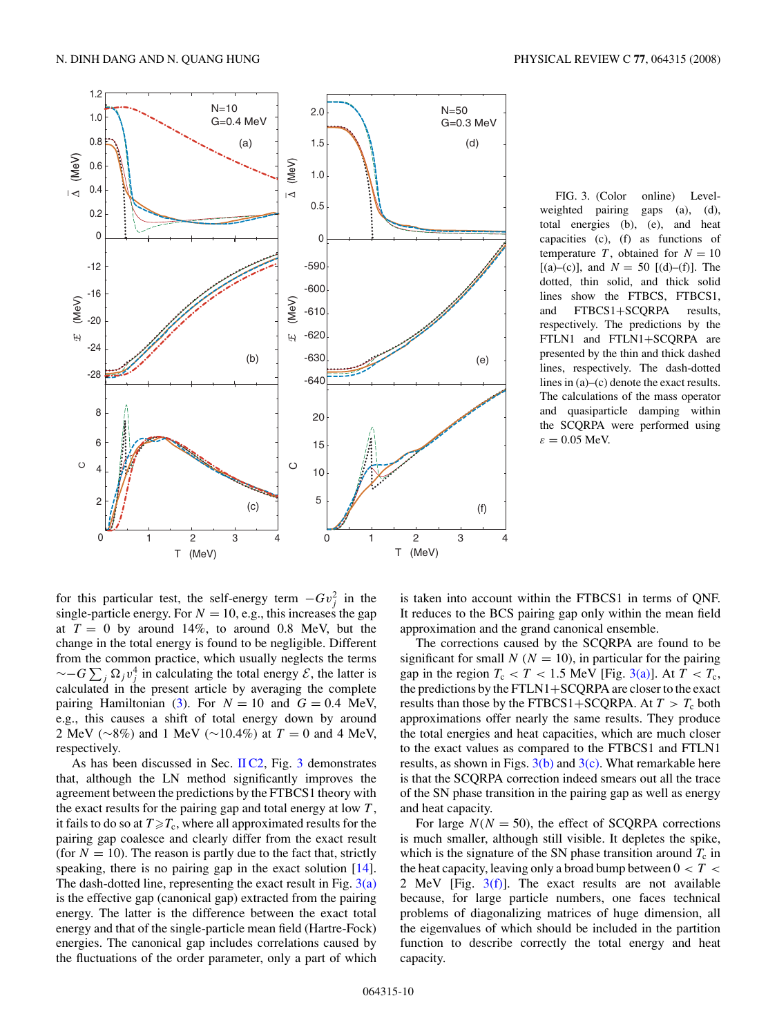FIG. 3. (Color online) Level-weighted pairing gaps (a), (d), total energies (b), (e), and heat capacities (c), (f) as functions of temperature $T$, obtained for $N = 10$ [(a)–(c)], and $N = 50$ [(d)–(f)]. The dotted, thin solid, and thick solid lines show the FTBCS, FTBCS1, and FTBCS1+SCQRPA results, respectively. The predictions by the FTLN1 and FTLN1+SCQRPA are presented by the thin and thick dashed lines, respectively. The dash-dotted lines in (a)–(c) denote the exact results. The calculations of the mass operator and quasiparticle damping within the SCQRPA were performed using $\varepsilon = 0.05$ MeV.

for this particular test, the self-energy term $-Gv_j^2$ in the single-particle energy. For $N = 10$, e.g., this increases the gap at $T = 0$ by around 14%, to around 0.8 MeV, but the change in the total energy is found to be negligible. Different from the common practice, which usually neglects the terms $\sim -G\sum_j \Omega_j v_j^4$ in calculating the total energy $\mathcal{E}$, the latter is calculated in the present article by averaging the complete pairing Hamiltonian (3). For $N = 10$ and $G = 0.4$ MeV, e.g., this causes a shift of total energy down by around 2 MeV ($\sim$8%) and 1 MeV ($\sim$10.4%) at $T = 0$ and 4 MeV, respectively.

As has been discussed in Sec. II C2, Fig. 3 demonstrates that, although the LN method significantly improves the agreement between the predictions by the FTBCS1 theory with the exact results for the pairing gap and total energy at low $T$, it fails to do so at $T \geqslant T_c$, where all approximated results for the pairing gap coalesce and clearly differ from the exact result (for $N = 10$). The reason is partly due to the fact that, strictly speaking, there is no pairing gap in the exact solution [14]. The dash-dotted line, representing the exact result in Fig. 3(a) is the effective gap (canonical gap) extracted from the pairing energy. The latter is the difference between the exact total energy and that of the single-particle mean field (Hartre-Fock) energies. The canonical gap includes correlations caused by the fluctuations of the order parameter, only a part of which is taken into account within the FTBCS1 in terms of QNF. It reduces to the BCS pairing gap only within the mean field approximation and the grand canonical ensemble.

The corrections caused by the SCQRPA are found to be significant for small $N$ ($N = 10$), in particular for the pairing gap in the region $T_c < T < 1.5$ MeV [Fig. 3(a)]. At $T < T_c$, the predictions by the FTLN1+SCQRPA are closer to the exact results than those by the FTBCS1+SCQRPA. At $T > T_c$ both approximations offer nearly the same results. They produce the total energies and heat capacities, which are much closer to the exact values as compared to the FTBCS1 and FTLN1 results, as shown in Figs. 3(b) and 3(c). What remarkable here is that the SCQRPA correction indeed smears out all the trace of the SN phase transition in the pairing gap as well as energy and heat capacity.

For large $N$ ($N = 50$), the effect of SCQRPA corrections is much smaller, although still visible. It depletes the spike, which is the signature of the SN phase transition around $T_c$ in the heat capacity, leaving only a broad bump between $0 < T < 2$ MeV [Fig. 3(f)]. The exact results are not available because, for large particle numbers, one faces technical problems of diagonalizing matrices of huge dimension, all the eigenvalues of which should be included in the partition function to describe correctly the total energy and heat capacity.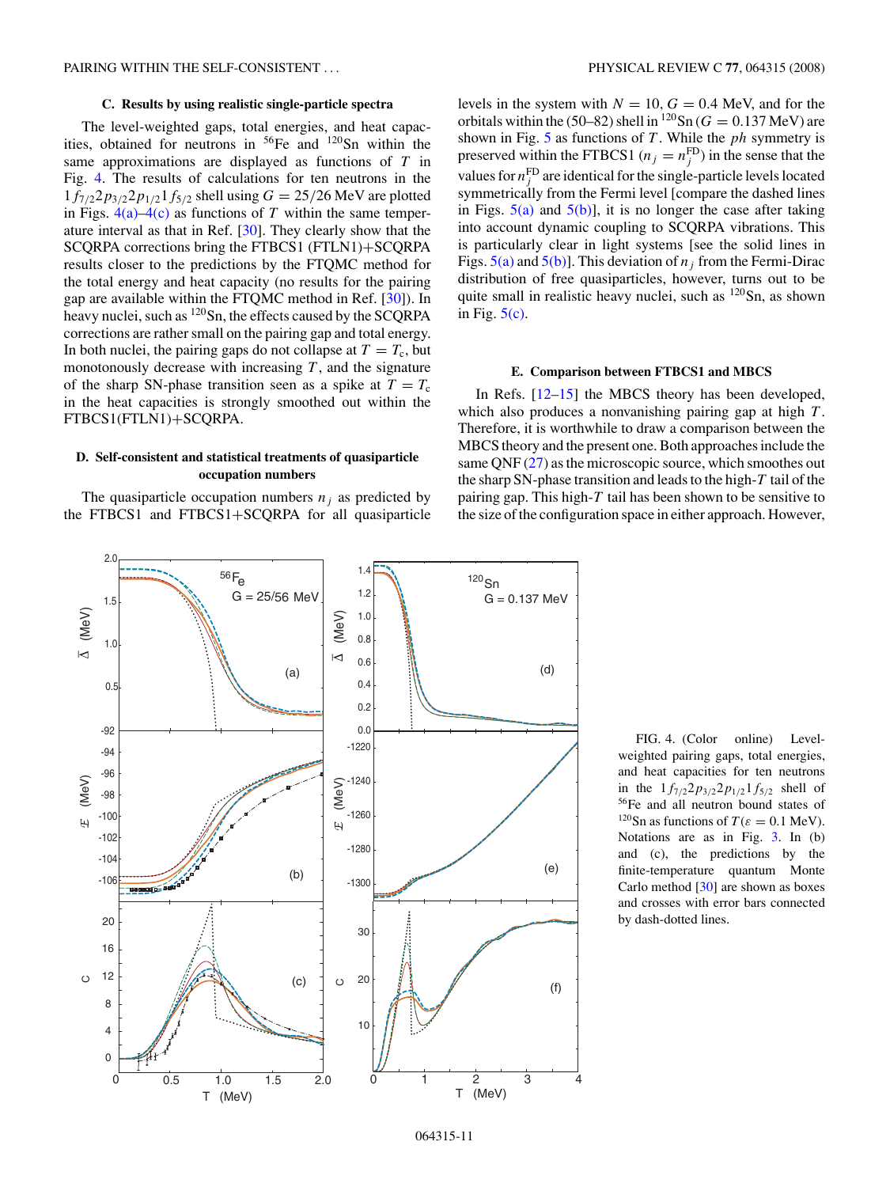### C. Results by using realistic single-particle spectra

The level-weighted gaps, total energies, and heat capacities, obtained for neutrons in $^{56}$Fe and $^{120}$Sn within the same approximations are displayed as functions of $T$ in Fig. 4. The results of calculations for ten neutrons in the $1f_{7/2}2p_{3/2}2p_{1/2}1f_{5/2}$ shell using $G = 25/26$ MeV are plotted in Figs. 4(a)–4(c) as functions of $T$ within the same temperature interval as that in Ref. [30]. They clearly show that the SCQRPA corrections bring the FTBCS1 (FTLN1)+SCQRPA results closer to the predictions by the FTQMC method for the total energy and heat capacity (no results for the pairing gap are available within the FTQMC method in Ref. [30]). In heavy nuclei, such as $^{120}$Sn, the effects caused by the SCQRPA corrections are rather small on the pairing gap and total energy. In both nuclei, the pairing gaps do not collapse at $T = T_c$, but monotonously decrease with increasing $T$, and the signature of the sharp SN-phase transition seen as a spike at $T = T_c$ in the heat capacities is strongly smoothed out within the FTBCS1(FTLN1)+SCQRPA.

### D. Self-consistent and statistical treatments of quasiparticle occupation numbers

The quasiparticle occupation numbers $n_j$ as predicted by the FTBCS1 and FTBCS1+SCQRPA for all quasiparticle levels in the system with $N = 10$, $G = 0.4$ MeV, and for the orbitals within the (50–82) shell in $^{120}$Sn ($G = 0.137$ MeV) are shown in Fig. 5 as functions of $T$. While the *ph* symmetry is preserved within the FTBCS1 ($n_j = n_j^{\rm FD}$) in the sense that the values for $n_j^{\rm FD}$ are identical for the single-particle levels located symmetrically from the Fermi level [compare the dashed lines in Figs. 5(a) and 5(b)], it is no longer the case after taking into account dynamic coupling to SCQRPA vibrations. This is particularly clear in light systems [see the solid lines in Figs. 5(a) and 5(b)]. This deviation of $n_j$ from the Fermi-Dirac distribution of free quasiparticles, however, turns out to be quite small in realistic heavy nuclei, such as $^{120}$Sn, as shown in Fig. 5(c).

### E. Comparison between FTBCS1 and MBCS

In Refs. [12–15] the MBCS theory has been developed, which also produces a nonvanishing pairing gap at high $T$. Therefore, it is worthwhile to draw a comparison between the MBCS theory and the present one. Both approaches include the same QNF (27) as the microscopic source, which smoothes out the sharp SN-phase transition and leads to the high-$T$ tail of the pairing gap. This high-$T$ tail has been shown to be sensitive to the size of the configuration space in either approach. However,

FIG. 4. (Color online) Level-weighted pairing gaps, total energies, and heat capacities for ten neutrons in the $1f_{7/2}2p_{3/2}2p_{1/2}1f_{5/2}$ shell of $^{56}$Fe and all neutron bound states of $^{120}$Sn as functions of $T$ ($\varepsilon = 0.1$ MeV). Notations are as in Fig. 3. In (b) and (c), the predictions by the finite-temperature quantum Monte Carlo method [30] are shown as boxes and crosses with error bars connected by dash-dotted lines.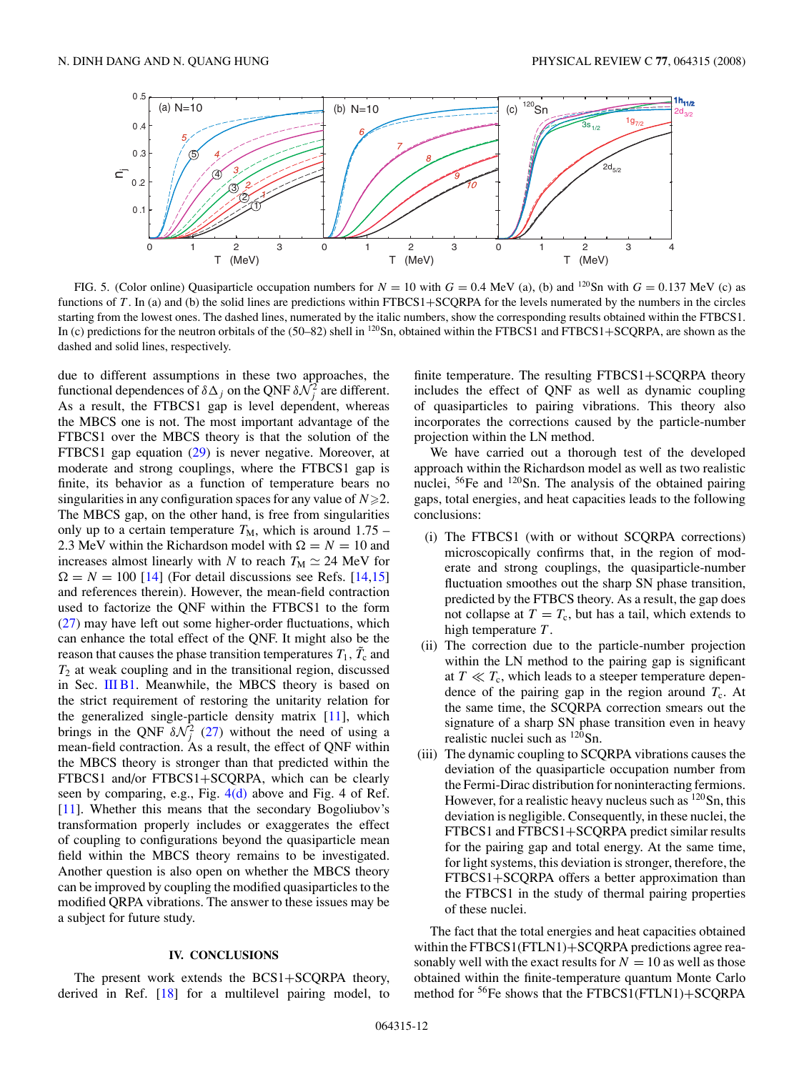FIG. 5. (Color online) Quasiparticle occupation numbers for $N = 10$ with $G = 0.4$ MeV (a), (b) and $^{120}$Sn with $G = 0.137$ MeV (c) as functions of $T$. In (a) and (b) the solid lines are predictions within FTBCS1+SCQRPA for the levels numerated by the numbers in the circles starting from the lowest ones. The dashed lines, numerated by the italic numbers, show the corresponding results obtained within the FTBCS1. In (c) predictions for the neutron orbitals of the (50–82) shell in $^{120}$Sn, obtained within the FTBCS1 and FTBCS1+SCQRPA, are shown as the dashed and solid lines, respectively.

due to different assumptions in these two approaches, the functional dependences of $\delta\Delta_j$ on the QNF $\delta\mathcal{N}_j^2$ are different. As a result, the FTBCS1 gap is level dependent, whereas the MBCS one is not. The most important advantage of the FTBCS1 over the MBCS theory is that the solution of the FTBCS1 gap equation (29) is never negative. Moreover, at moderate and strong couplings, where the FTBCS1 gap is finite, its behavior as a function of temperature bears no singularities in any configuration spaces for any value of $N \geqslant 2$. The MBCS gap, on the other hand, is free from singularities only up to a certain temperature $T_{\rm M}$, which is around 1.75 – 2.3 MeV within the Richardson model with $\Omega = N = 10$ and increases almost linearly with $N$ to reach $T_{\rm M} \simeq 24$ MeV for $\Omega = N = 100$ [14] (For detail discussions see Refs. [14,15] and references therein). However, the mean-field contraction used to factorize the QNF within the FTBCS1 to the form (27) may have left out some higher-order fluctuations, which can enhance the total effect of the QNF. It might also be the reason that causes the phase transition temperatures $T_1$, $\tilde{T}_{\rm c}$ and $T_2$ at weak coupling and in the transitional region, discussed in Sec. III B1. Meanwhile, the MBCS theory is based on the strict requirement of restoring the unitarity relation for the generalized single-particle density matrix [11], which brings in the QNF $\delta\mathcal{N}_j^2$ (27) without the need of using a mean-field contraction. As a result, the effect of QNF within the MBCS theory is stronger than that predicted within the FTBCS1 and/or FTBCS1+SCQRPA, which can be clearly seen by comparing, e.g., Fig. 4(d) above and Fig. 4 of Ref. [11]. Whether this means that the secondary Bogoliubov's transformation properly includes or exaggerates the effect of coupling to configurations beyond the quasiparticle mean field within the MBCS theory remains to be investigated. Another question is also open on whether the MBCS theory can be improved by coupling the modified quasiparticles to the modified QRPA vibrations. The answer to these issues may be a subject for future study.

## IV. CONCLUSIONS

The present work extends the BCS1+SCQRPA theory, derived in Ref. [18] for a multilevel pairing model, to finite temperature. The resulting FTBCS1+SCQRPA theory includes the effect of QNF as well as dynamic coupling of quasiparticles to pairing vibrations. This theory also incorporates the corrections caused by the particle-number projection within the LN method.

We have carried out a thorough test of the developed approach within the Richardson model as well as two realistic nuclei, $^{56}$Fe and $^{120}$Sn. The analysis of the obtained pairing gaps, total energies, and heat capacities leads to the following conclusions:

(i) The FTBCS1 (with or without SCQRPA corrections) microscopically confirms that, in the region of moderate and strong couplings, the quasiparticle-number fluctuation smoothes out the sharp SN phase transition, predicted by the FTBCS theory. As a result, the gap does not collapse at $T = T_{\rm c}$, but has a tail, which extends to high temperature $T$.

(ii) The correction due to the particle-number projection within the LN method to the pairing gap is significant at $T \ll T_{\rm c}$, which leads to a steeper temperature dependence of the pairing gap in the region around $T_{\rm c}$. At the same time, the SCQRPA correction smears out the signature of a sharp SN phase transition even in heavy realistic nuclei such as $^{120}$Sn.

(iii) The dynamic coupling to SCQRPA vibrations causes the deviation of the quasiparticle occupation number from the Fermi-Dirac distribution for noninteracting fermions. However, for a realistic heavy nucleus such as $^{120}$Sn, this deviation is negligible. Consequently, in these nuclei, the FTBCS1 and FTBCS1+SCQRPA predict similar results for the pairing gap and total energy. At the same time, for light systems, this deviation is stronger, therefore, the FTBCS1+SCQRPA offers a better approximation than the FTBCS1 in the study of thermal pairing properties of these nuclei.

The fact that the total energies and heat capacities obtained within the FTBCS1(FTLN1)+SCQRPA predictions agree reasonably well with the exact results for $N = 10$ as well as those obtained within the finite-temperature quantum Monte Carlo method for $^{56}$Fe shows that the FTBCS1(FTLN1)+SCQRPA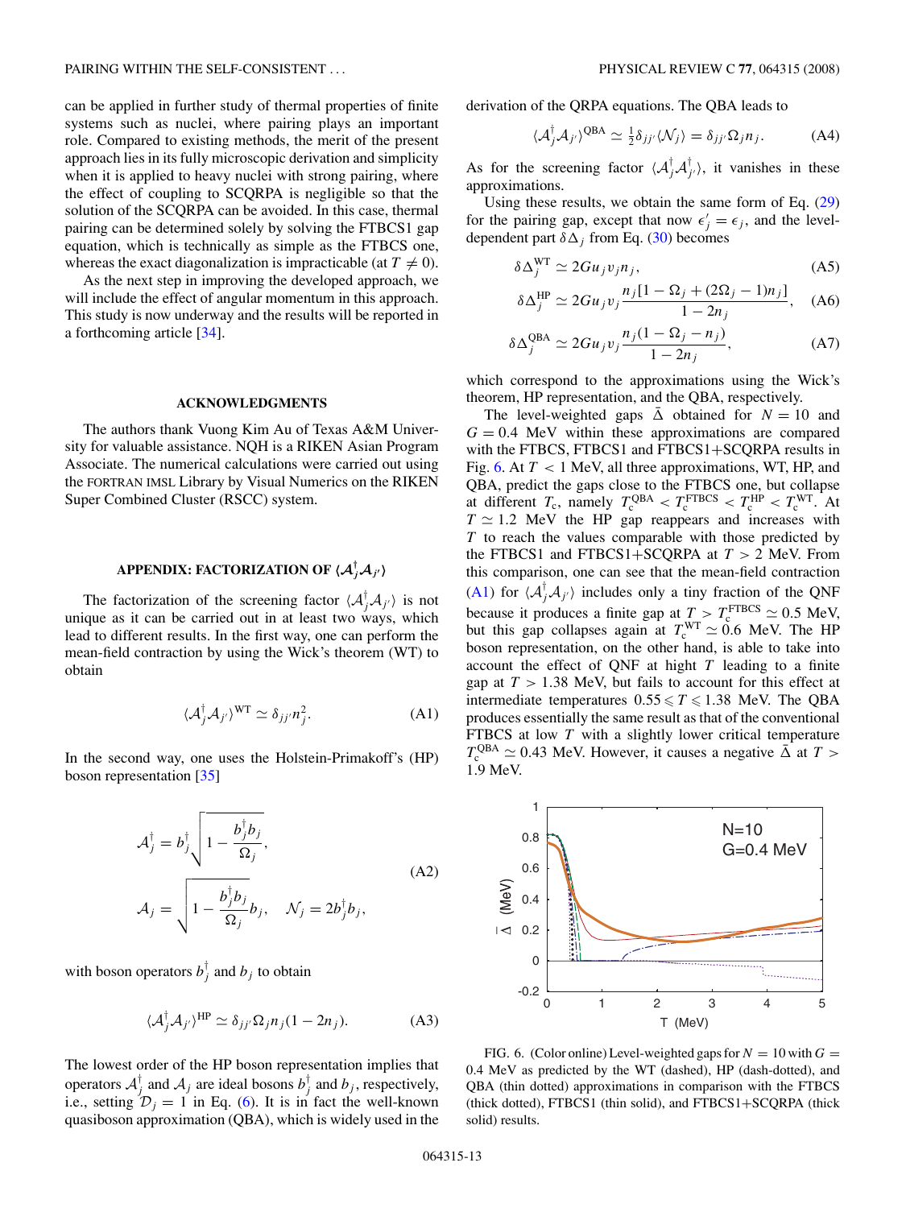can be applied in further study of thermal properties of finite systems such as nuclei, where pairing plays an important role. Compared to existing methods, the merit of the present approach lies in its fully microscopic derivation and simplicity when it is applied to heavy nuclei with strong pairing, where the effect of coupling to SCQRPA is negligible so that the solution of the SCQRPA can be avoided. In this case, thermal pairing can be determined solely by solving the FTBCS1 gap equation, which is technically as simple as the FTBCS one, whereas the exact diagonalization is impracticable (at $T \neq 0$).

As the next step in improving the developed approach, we will include the effect of angular momentum in this approach. This study is now underway and the results will be reported in a forthcoming article [34].

## ACKNOWLEDGMENTS

The authors thank Vuong Kim Au of Texas A&M University for valuable assistance. NQH is a RIKEN Asian Program Associate. The numerical calculations were carried out using the FORTRAN IMSL Library by Visual Numerics on the RIKEN Super Combined Cluster (RSCC) system.

## APPENDIX: FACTORIZATION OF $\langle \mathcal{A}_j^\dagger \mathcal{A}_{j'} \rangle$

The factorization of the screening factor $\langle \mathcal{A}_j^\dagger \mathcal{A}_{j'} \rangle$ is not unique as it can be carried out in at least two ways, which lead to different results. In the first way, one can perform the mean-field contraction by using the Wick's theorem (WT) to obtain

$$\langle \mathcal{A}_j^\dagger \mathcal{A}_{j'} \rangle^{\rm WT} \simeq \delta_{jj'} n_j^2. \tag{A1}$$

In the second way, one uses the Holstein-Primakoff's (HP) boson representation [35]

$$\mathcal{A}_j^\dagger = b_j^\dagger \sqrt{1 - \frac{b_j^\dagger b_j}{\Omega_j}},$$
$$\mathcal{A}_j = \sqrt{1 - \frac{b_j^\dagger b_j}{\Omega_j}}\, b_j, \quad \mathcal{N}_j = 2 b_j^\dagger b_j, \tag{A2}$$

with boson operators $b_j^\dagger$ and $b_j$ to obtain

$$\langle \mathcal{A}_j^\dagger \mathcal{A}_{j'} \rangle^{\rm HP} \simeq \delta_{jj'} \Omega_j n_j (1 - 2n_j). \tag{A3}$$

The lowest order of the HP boson representation implies that operators $\mathcal{A}_j^\dagger$ and $\mathcal{A}_j$ are ideal bosons $b_j^\dagger$ and $b_j$, respectively, i.e., setting $\mathcal{D}_j = 1$ in Eq. (6). It is in fact the well-known quasiboson approximation (QBA), which is widely used in the derivation of the QRPA equations. The QBA leads to

$$\langle \mathcal{A}_j^\dagger \mathcal{A}_{j'} \rangle^{\rm QBA} \simeq \tfrac{1}{2} \delta_{jj'} \langle \mathcal{N}_j \rangle = \delta_{jj'} \Omega_j n_j. \tag{A4}$$

As for the screening factor $\langle \mathcal{A}_j^\dagger \mathcal{A}_{j'}^\dagger \rangle$, it vanishes in these approximations.

Using these results, we obtain the same form of Eq. (29) for the pairing gap, except that now $\epsilon'_j = \epsilon_j$, and the level-dependent part $\delta\Delta_j$ from Eq. (30) becomes

$$\delta\Delta_j^{\rm WT} \simeq 2G u_j v_j n_j, \tag{A5}$$

$$\delta\Delta_j^{\rm HP} \simeq 2G u_j v_j \frac{n_j[1 - \Omega_j + (2\Omega_j - 1)n_j]}{1 - 2n_j}, \tag{A6}$$

$$\delta\Delta_j^{\rm QBA} \simeq 2G u_j v_j \frac{n_j(1 - \Omega_j - n_j)}{1 - 2n_j}, \tag{A7}$$

which correspond to the approximations using the Wick's theorem, HP representation, and the QBA, respectively.

The level-weighted gaps $\bar{\Delta}$ obtained for $N = 10$ and $G = 0.4$ MeV within these approximations are compared with the FTBCS, FTBCS1 and FTBCS1+SCQRPA results in Fig. 6. At $T < 1$ MeV, all three approximations, WT, HP, and QBA, predict the gaps close to the FTBCS one, but collapse at different $T_c$, namely $T_c^{\rm QBA} < T_c^{\rm FTBCS} < T_c^{\rm HP} < T_c^{\rm WT}$. At $T \simeq 1.2$ MeV the HP gap reappears and increases with $T$ to reach the values comparable with those predicted by the FTBCS1 and FTBCS1+SCQRPA at $T > 2$ MeV. From this comparison, one can see that the mean-field contraction (A1) for $\langle \mathcal{A}_j^\dagger \mathcal{A}_{j'} \rangle$ includes only a tiny fraction of the QNF because it produces a finite gap at $T > T_c^{\rm FTBCS} \simeq 0.5$ MeV, but this gap collapses again at $T_c^{\rm WT} \simeq 0.6$ MeV. The HP boson representation, on the other hand, is able to take into account the effect of QNF at hight $T$ leading to a finite gap at $T > 1.38$ MeV, but fails to account for this effect at intermediate temperatures $0.55 \leqslant T \leqslant 1.38$ MeV. The QBA produces essentially the same result as that of the conventional FTBCS at low $T$ with a slightly lower critical temperature $T_c^{\rm QBA} \simeq 0.43$ MeV. However, it causes a negative $\bar{\Delta}$ at $T > 1.9$ MeV.

FIG. 6. (Color online) Level-weighted gaps for $N = 10$ with $G = 0.4$ MeV as predicted by the WT (dashed), HP (dash-dotted), and QBA (thin dotted) approximations in comparison with the FTBCS (thick dotted), FTBCS1 (thin solid), and FTBCS1+SCQRPA (thick solid) results.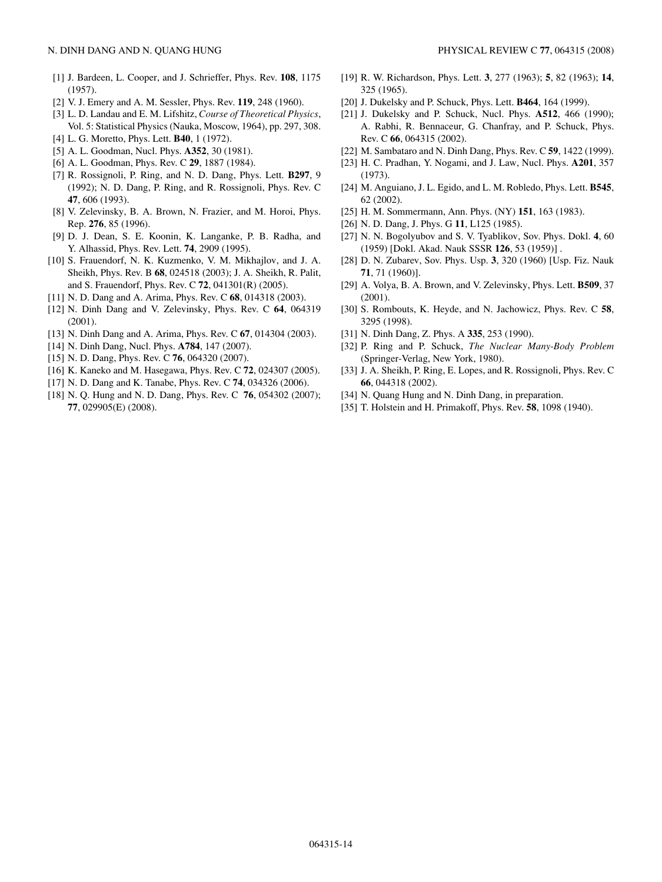[1] J. Bardeen, L. Cooper, and J. Schrieffer, Phys. Rev. **108**, 1175 (1957).

[2] V. J. Emery and A. M. Sessler, Phys. Rev. **119**, 248 (1960).

[3] L. D. Landau and E. M. Lifshitz, *Course of Theoretical Physics*, Vol. 5: Statistical Physics (Nauka, Moscow, 1964), pp. 297, 308.

[4] L. G. Moretto, Phys. Lett. **B40**, 1 (1972).

[5] A. L. Goodman, Nucl. Phys. **A352**, 30 (1981).

[6] A. L. Goodman, Phys. Rev. C **29**, 1887 (1984).

[7] R. Rossignoli, P. Ring, and N. D. Dang, Phys. Lett. **B297**, 9 (1992); N. D. Dang, P. Ring, and R. Rossignoli, Phys. Rev. C **47**, 606 (1993).

[8] V. Zelevinsky, B. A. Brown, N. Frazier, and M. Horoi, Phys. Rep. **276**, 85 (1996).

[9] D. J. Dean, S. E. Koonin, K. Langanke, P. B. Radha, and Y. Alhassid, Phys. Rev. Lett. **74**, 2909 (1995).

[10] S. Frauendorf, N. K. Kuzmenko, V. M. Mikhajlov, and J. A. Sheikh, Phys. Rev. B **68**, 024518 (2003); J. A. Sheikh, R. Palit, and S. Frauendorf, Phys. Rev. C **72**, 041301(R) (2005).

[11] N. D. Dang and A. Arima, Phys. Rev. C **68**, 014318 (2003).

[12] N. Dinh Dang and V. Zelevinsky, Phys. Rev. C **64**, 064319 (2001).

[13] N. Dinh Dang and A. Arima, Phys. Rev. C **67**, 014304 (2003).

[14] N. Dinh Dang, Nucl. Phys. **A784**, 147 (2007).

[15] N. D. Dang, Phys. Rev. C **76**, 064320 (2007).

[16] K. Kaneko and M. Hasegawa, Phys. Rev. C **72**, 024307 (2005).

[17] N. D. Dang and K. Tanabe, Phys. Rev. C **74**, 034326 (2006).

[18] N. Q. Hung and N. D. Dang, Phys. Rev. C **76**, 054302 (2007); **77**, 029905(E) (2008).

[19] R. W. Richardson, Phys. Lett. **3**, 277 (1963); **5**, 82 (1963); **14**, 325 (1965).

[20] J. Dukelsky and P. Schuck, Phys. Lett. **B464**, 164 (1999).

[21] J. Dukelsky and P. Schuck, Nucl. Phys. **A512**, 466 (1990); A. Rabhi, R. Bennaceur, G. Chanfray, and P. Schuck, Phys. Rev. C **66**, 064315 (2002).

[22] M. Sambataro and N. Dinh Dang, Phys. Rev. C **59**, 1422 (1999).

[23] H. C. Pradhan, Y. Nogami, and J. Law, Nucl. Phys. **A201**, 357 (1973).

[24] M. Anguiano, J. L. Egido, and L. M. Robledo, Phys. Lett. **B545**, 62 (2002).

[25] H. M. Sommermann, Ann. Phys. (NY) **151**, 163 (1983).

[26] N. D. Dang, J. Phys. G **11**, L125 (1985).

[27] N. N. Bogolyubov and S. V. Tyablikov, Sov. Phys. Dokl. **4**, 60 (1959) [Dokl. Akad. Nauk SSSR **126**, 53 (1959)] .

[28] D. N. Zubarev, Sov. Phys. Usp. **3**, 320 (1960) [Usp. Fiz. Nauk **71**, 71 (1960)].

[29] A. Volya, B. A. Brown, and V. Zelevinsky, Phys. Lett. **B509**, 37 (2001).

[30] S. Rombouts, K. Heyde, and N. Jachowicz, Phys. Rev. C **58**, 3295 (1998).

[31] N. Dinh Dang, Z. Phys. A **335**, 253 (1990).

[32] P. Ring and P. Schuck, *The Nuclear Many-Body Problem* (Springer-Verlag, New York, 1980).

[33] J. A. Sheikh, P. Ring, E. Lopes, and R. Rossignoli, Phys. Rev. C **66**, 044318 (2002).

[34] N. Quang Hung and N. Dinh Dang, in preparation.

[35] T. Holstein and H. Primakoff, Phys. Rev. **58**, 1098 (1940).